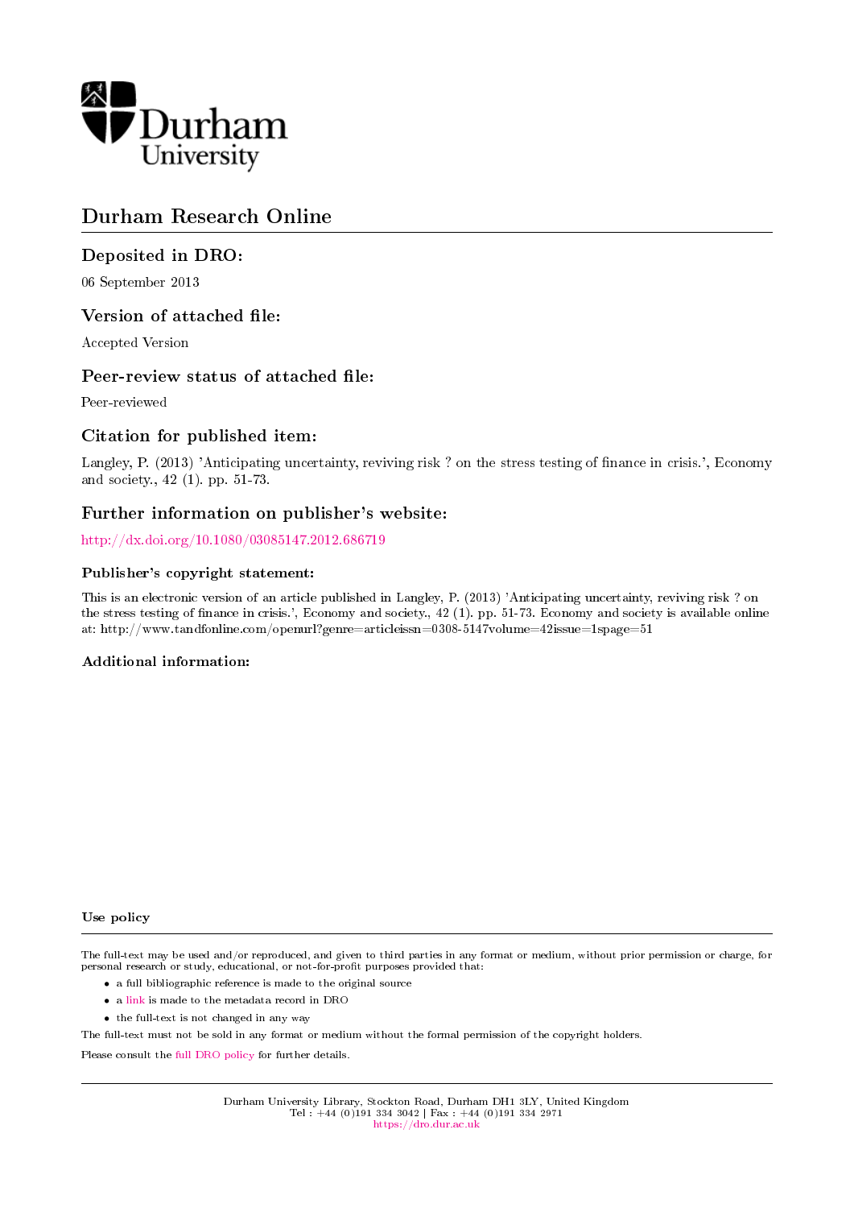Durham University

# Durham Research Online

## Deposited in DRO:

06 September 2013

## Version of attached file:

Accepted Version

## Peer-review status of attached file:

Peer-reviewed

## Citation for published item:

Langley, P. (2013) 'Anticipating uncertainty, reviving risk ? on the stress testing of finance in crisis.', Economy and society., 42 (1). pp. 51-73.

## Further information on publisher's website:

http://dx.doi.org/10.1080/03085147.2012.686719

### Publisher's copyright statement:

This is an electronic version of an article published in Langley, P. (2013) 'Anticipating uncertainty, reviving risk ? on the stress testing of finance in crisis.', Economy and society., 42 (1). pp. 51-73. Economy and society is available online at: http://www.tandfonline.com/openurl?genre=articleissn=0308-5147volume=42issue=1spage=51

### Additional information:

### Use policy

The full-text may be used and/or reproduced, and given to third parties in any format or medium, without prior permission or charge, for personal research or study, educational, or not-for-profit purposes provided that:

- a full bibliographic reference is made to the original source
- a link is made to the metadata record in DRO
- the full-text is not changed in any way

The full-text must not be sold in any format or medium without the formal permission of the copyright holders.

Please consult the full DRO policy for further details.

Durham University Library, Stockton Road, Durham DH1 3LY, United Kingdom
Tel : +44 (0)191 334 3042 | Fax : +44 (0)191 334 2971
https://dro.dur.ac.uk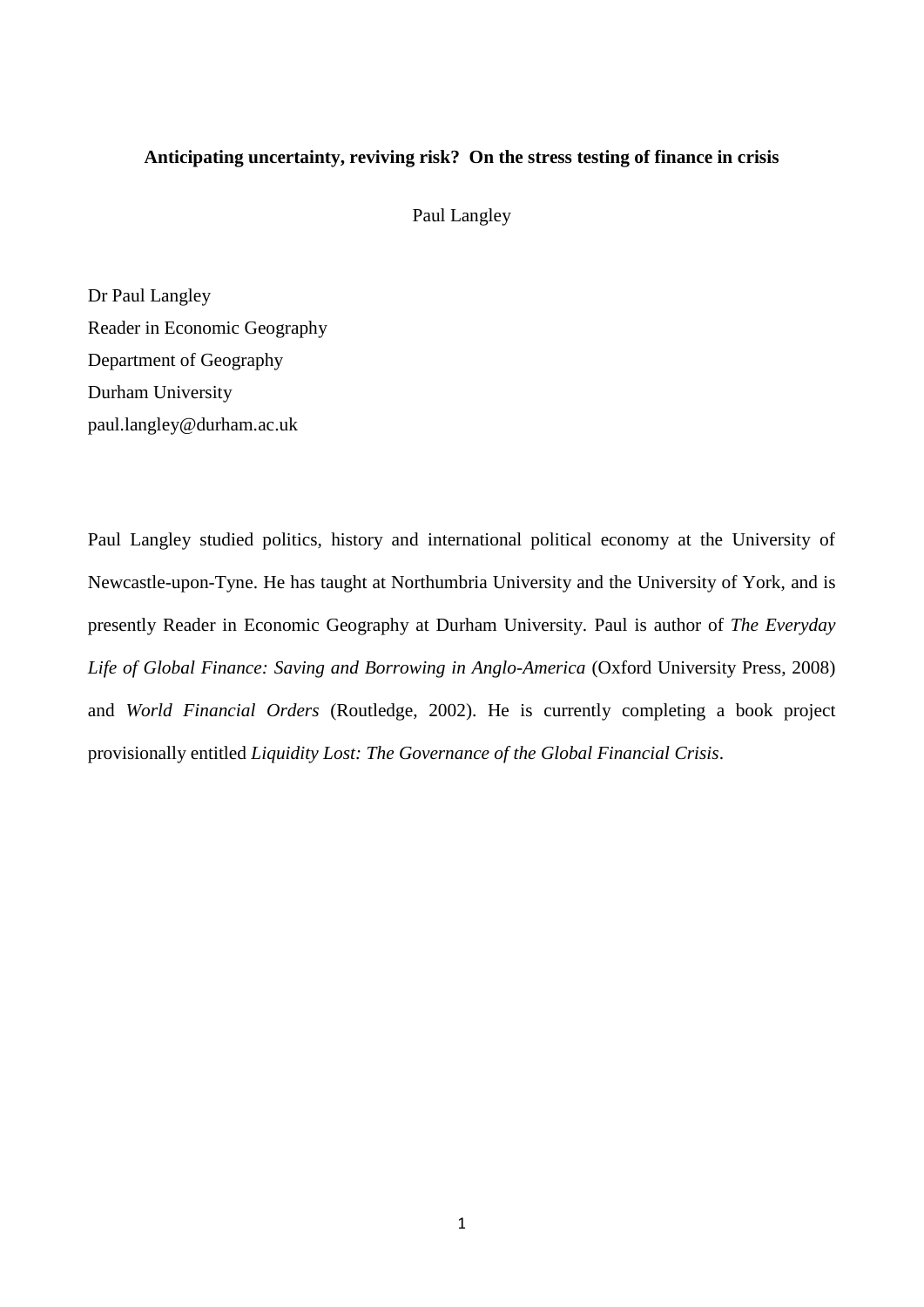**Anticipating uncertainty, reviving risk? On the stress testing of finance in crisis**

Paul Langley

Dr Paul Langley
Reader in Economic Geography
Department of Geography
Durham University
paul.langley@durham.ac.uk

Paul Langley studied politics, history and international political economy at the University of Newcastle-upon-Tyne. He has taught at Northumbria University and the University of York, and is presently Reader in Economic Geography at Durham University. Paul is author of *The Everyday Life of Global Finance: Saving and Borrowing in Anglo-America* (Oxford University Press, 2008) and *World Financial Orders* (Routledge, 2002). He is currently completing a book project provisionally entitled *Liquidity Lost: The Governance of the Global Financial Crisis*.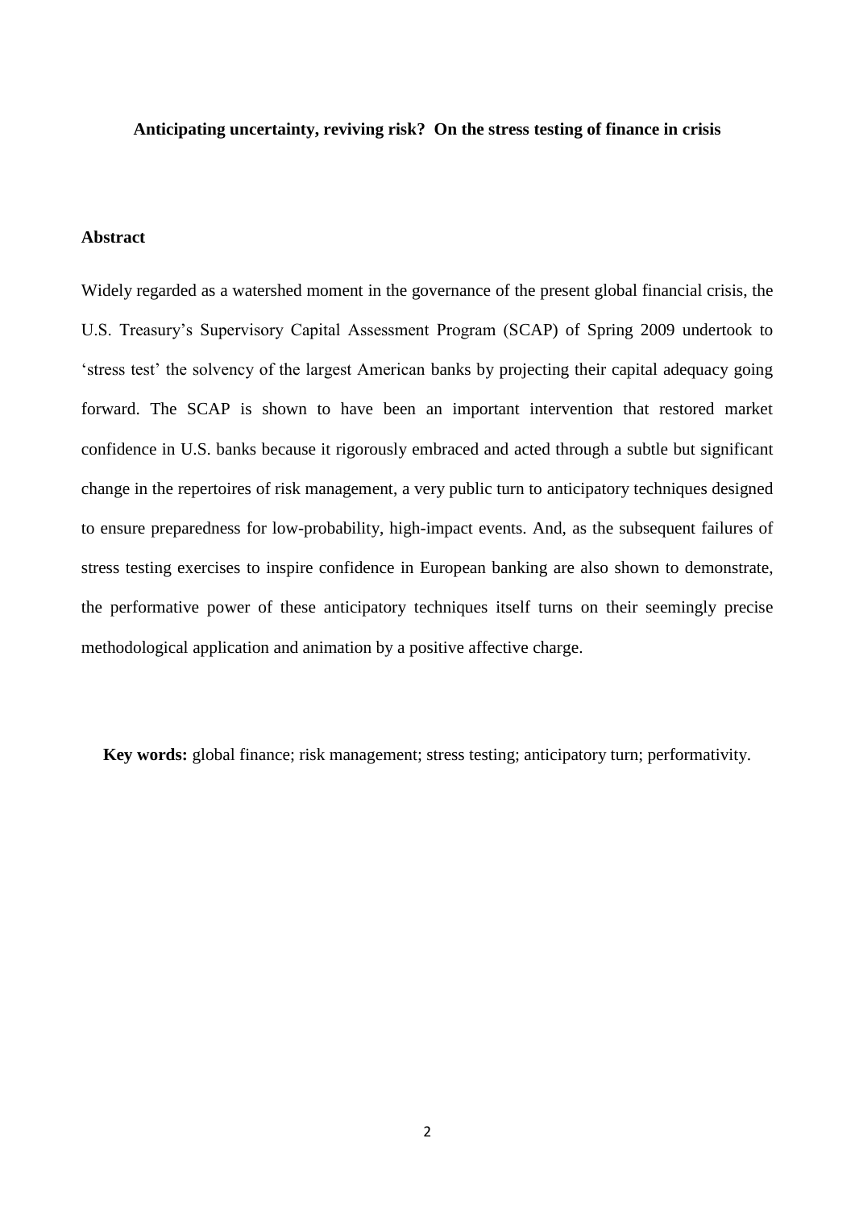**Anticipating uncertainty, reviving risk? On the stress testing of finance in crisis**

## Abstract

Widely regarded as a watershed moment in the governance of the present global financial crisis, the U.S. Treasury's Supervisory Capital Assessment Program (SCAP) of Spring 2009 undertook to 'stress test' the solvency of the largest American banks by projecting their capital adequacy going forward. The SCAP is shown to have been an important intervention that restored market confidence in U.S. banks because it rigorously embraced and acted through a subtle but significant change in the repertoires of risk management, a very public turn to anticipatory techniques designed to ensure preparedness for low-probability, high-impact events. And, as the subsequent failures of stress testing exercises to inspire confidence in European banking are also shown to demonstrate, the performative power of these anticipatory techniques itself turns on their seemingly precise methodological application and animation by a positive affective charge.

**Key words:** global finance; risk management; stress testing; anticipatory turn; performativity.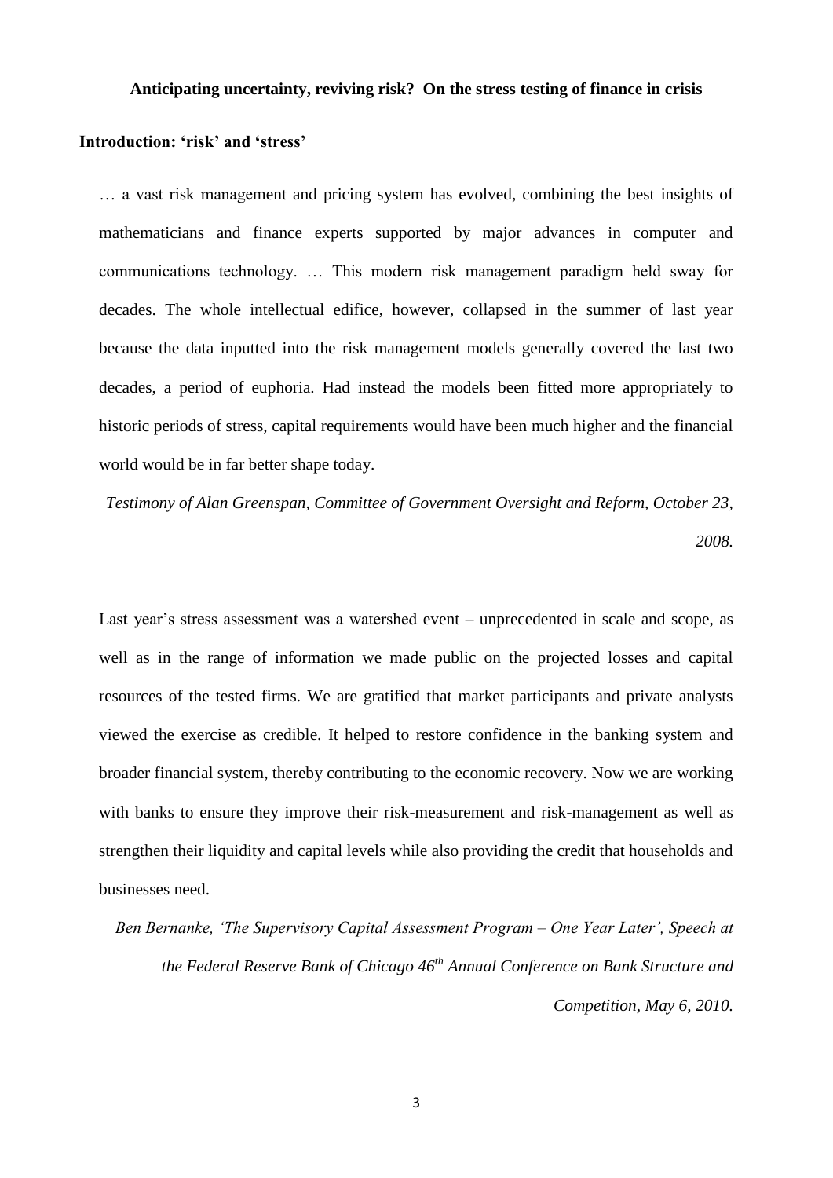**Anticipating uncertainty, reviving risk? On the stress testing of finance in crisis**

## Introduction: 'risk' and 'stress'

> … a vast risk management and pricing system has evolved, combining the best insights of mathematicians and finance experts supported by major advances in computer and communications technology. … This modern risk management paradigm held sway for decades. The whole intellectual edifice, however, collapsed in the summer of last year because the data inputted into the risk management models generally covered the last two decades, a period of euphoria. Had instead the models been fitted more appropriately to historic periods of stress, capital requirements would have been much higher and the financial world would be in far better shape today.
>
> *Testimony of Alan Greenspan, Committee of Government Oversight and Reform, October 23, 2008.*

> Last year's stress assessment was a watershed event – unprecedented in scale and scope, as well as in the range of information we made public on the projected losses and capital resources of the tested firms. We are gratified that market participants and private analysts viewed the exercise as credible. It helped to restore confidence in the banking system and broader financial system, thereby contributing to the economic recovery. Now we are working with banks to ensure they improve their risk-measurement and risk-management as well as strengthen their liquidity and capital levels while also providing the credit that households and businesses need.
>
> *Ben Bernanke, 'The Supervisory Capital Assessment Program – One Year Later', Speech at the Federal Reserve Bank of Chicago 46th Annual Conference on Bank Structure and Competition, May 6, 2010.*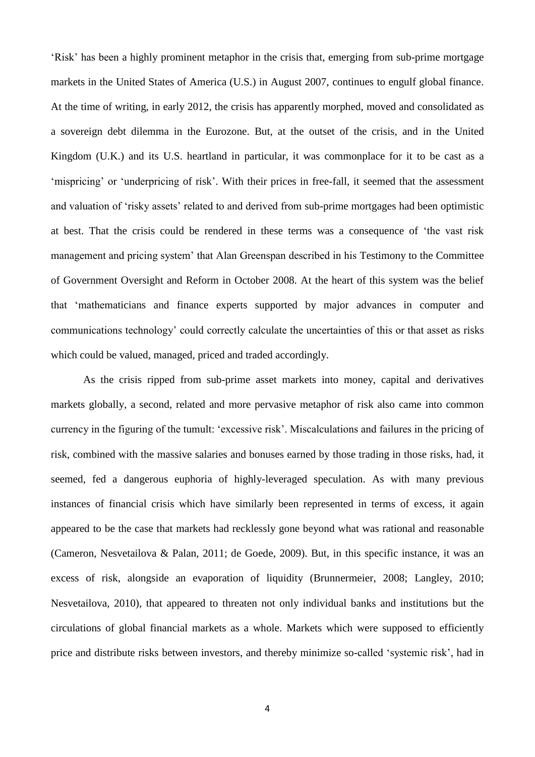'Risk' has been a highly prominent metaphor in the crisis that, emerging from sub-prime mortgage markets in the United States of America (U.S.) in August 2007, continues to engulf global finance. At the time of writing, in early 2012, the crisis has apparently morphed, moved and consolidated as a sovereign debt dilemma in the Eurozone. But, at the outset of the crisis, and in the United Kingdom (U.K.) and its U.S. heartland in particular, it was commonplace for it to be cast as a 'mispricing' or 'underpricing of risk'. With their prices in free-fall, it seemed that the assessment and valuation of 'risky assets' related to and derived from sub-prime mortgages had been optimistic at best. That the crisis could be rendered in these terms was a consequence of 'the vast risk management and pricing system' that Alan Greenspan described in his Testimony to the Committee of Government Oversight and Reform in October 2008. At the heart of this system was the belief that 'mathematicians and finance experts supported by major advances in computer and communications technology' could correctly calculate the uncertainties of this or that asset as risks which could be valued, managed, priced and traded accordingly.

As the crisis ripped from sub-prime asset markets into money, capital and derivatives markets globally, a second, related and more pervasive metaphor of risk also came into common currency in the figuring of the tumult: 'excessive risk'. Miscalculations and failures in the pricing of risk, combined with the massive salaries and bonuses earned by those trading in those risks, had, it seemed, fed a dangerous euphoria of highly-leveraged speculation. As with many previous instances of financial crisis which have similarly been represented in terms of excess, it again appeared to be the case that markets had recklessly gone beyond what was rational and reasonable (Cameron, Nesvetailova & Palan, 2011; de Goede, 2009). But, in this specific instance, it was an excess of risk, alongside an evaporation of liquidity (Brunnermeier, 2008; Langley, 2010; Nesvetailova, 2010), that appeared to threaten not only individual banks and institutions but the circulations of global financial markets as a whole. Markets which were supposed to efficiently price and distribute risks between investors, and thereby minimize so-called 'systemic risk', had in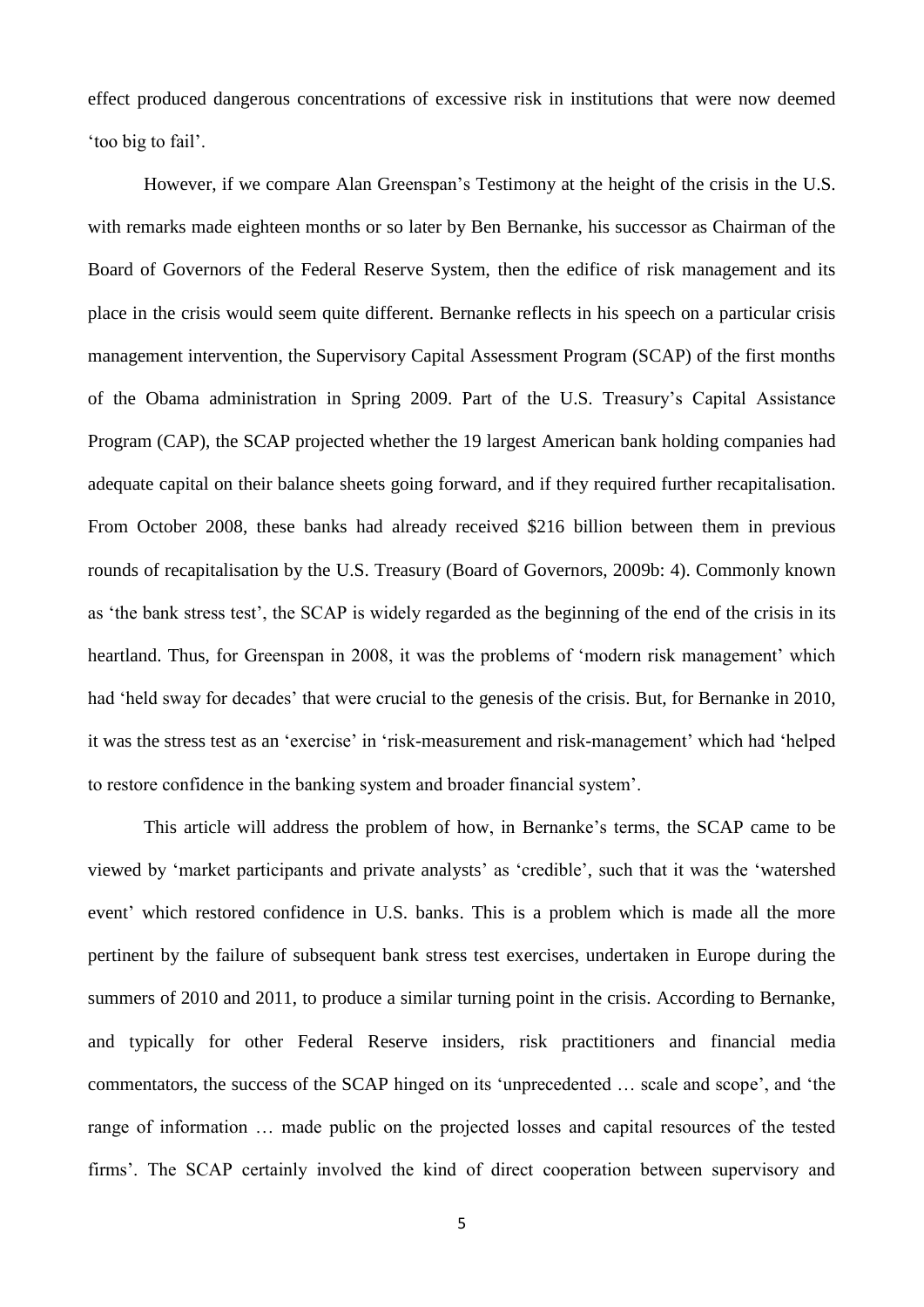effect produced dangerous concentrations of excessive risk in institutions that were now deemed 'too big to fail'.

However, if we compare Alan Greenspan's Testimony at the height of the crisis in the U.S. with remarks made eighteen months or so later by Ben Bernanke, his successor as Chairman of the Board of Governors of the Federal Reserve System, then the edifice of risk management and its place in the crisis would seem quite different. Bernanke reflects in his speech on a particular crisis management intervention, the Supervisory Capital Assessment Program (SCAP) of the first months of the Obama administration in Spring 2009. Part of the U.S. Treasury's Capital Assistance Program (CAP), the SCAP projected whether the 19 largest American bank holding companies had adequate capital on their balance sheets going forward, and if they required further recapitalisation. From October 2008, these banks had already received \$216 billion between them in previous rounds of recapitalisation by the U.S. Treasury (Board of Governors, 2009b: 4). Commonly known as 'the bank stress test', the SCAP is widely regarded as the beginning of the end of the crisis in its heartland. Thus, for Greenspan in 2008, it was the problems of 'modern risk management' which had 'held sway for decades' that were crucial to the genesis of the crisis. But, for Bernanke in 2010, it was the stress test as an 'exercise' in 'risk-measurement and risk-management' which had 'helped to restore confidence in the banking system and broader financial system'.

This article will address the problem of how, in Bernanke's terms, the SCAP came to be viewed by 'market participants and private analysts' as 'credible', such that it was the 'watershed event' which restored confidence in U.S. banks. This is a problem which is made all the more pertinent by the failure of subsequent bank stress test exercises, undertaken in Europe during the summers of 2010 and 2011, to produce a similar turning point in the crisis. According to Bernanke, and typically for other Federal Reserve insiders, risk practitioners and financial media commentators, the success of the SCAP hinged on its 'unprecedented … scale and scope', and 'the range of information … made public on the projected losses and capital resources of the tested firms'. The SCAP certainly involved the kind of direct cooperation between supervisory and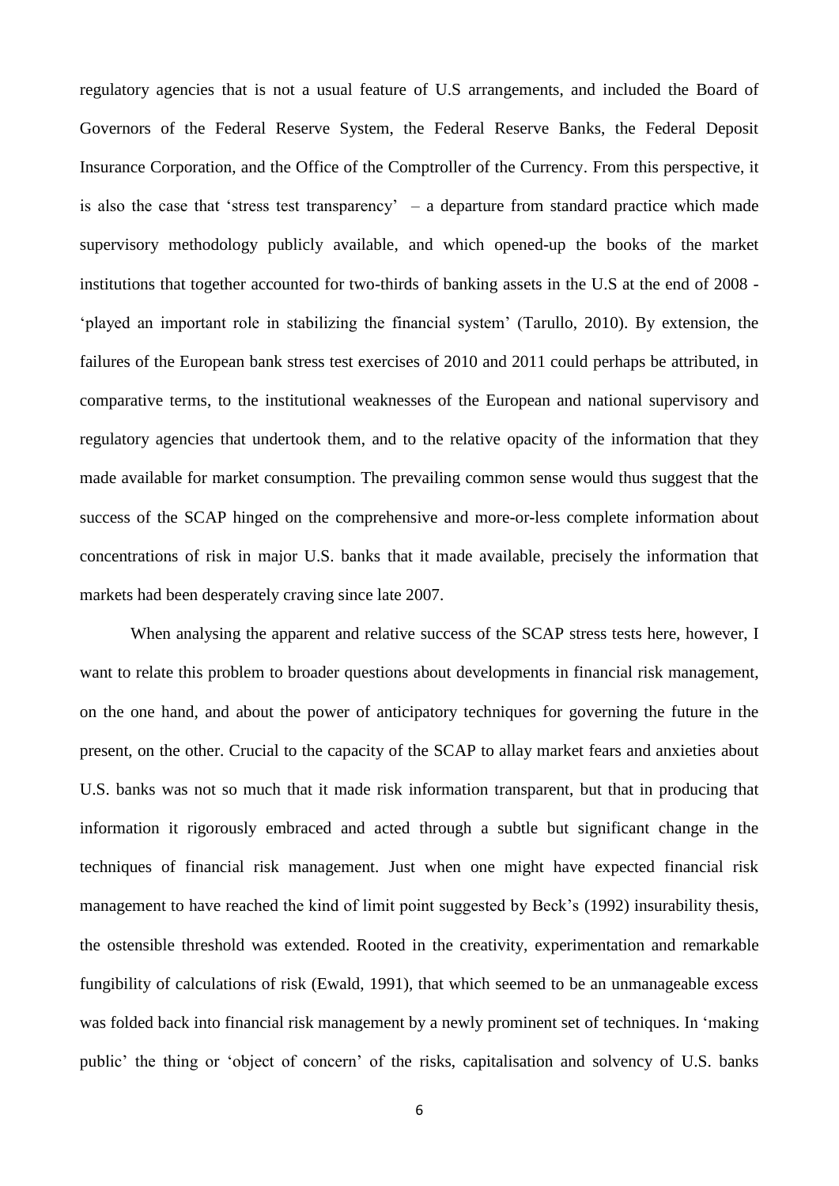regulatory agencies that is not a usual feature of U.S arrangements, and included the Board of Governors of the Federal Reserve System, the Federal Reserve Banks, the Federal Deposit Insurance Corporation, and the Office of the Comptroller of the Currency. From this perspective, it is also the case that 'stress test transparency' – a departure from standard practice which made supervisory methodology publicly available, and which opened-up the books of the market institutions that together accounted for two-thirds of banking assets in the U.S at the end of 2008 - 'played an important role in stabilizing the financial system' (Tarullo, 2010). By extension, the failures of the European bank stress test exercises of 2010 and 2011 could perhaps be attributed, in comparative terms, to the institutional weaknesses of the European and national supervisory and regulatory agencies that undertook them, and to the relative opacity of the information that they made available for market consumption. The prevailing common sense would thus suggest that the success of the SCAP hinged on the comprehensive and more-or-less complete information about concentrations of risk in major U.S. banks that it made available, precisely the information that markets had been desperately craving since late 2007.

When analysing the apparent and relative success of the SCAP stress tests here, however, I want to relate this problem to broader questions about developments in financial risk management, on the one hand, and about the power of anticipatory techniques for governing the future in the present, on the other. Crucial to the capacity of the SCAP to allay market fears and anxieties about U.S. banks was not so much that it made risk information transparent, but that in producing that information it rigorously embraced and acted through a subtle but significant change in the techniques of financial risk management. Just when one might have expected financial risk management to have reached the kind of limit point suggested by Beck's (1992) insurability thesis, the ostensible threshold was extended. Rooted in the creativity, experimentation and remarkable fungibility of calculations of risk (Ewald, 1991), that which seemed to be an unmanageable excess was folded back into financial risk management by a newly prominent set of techniques. In 'making public' the thing or 'object of concern' of the risks, capitalisation and solvency of U.S. banks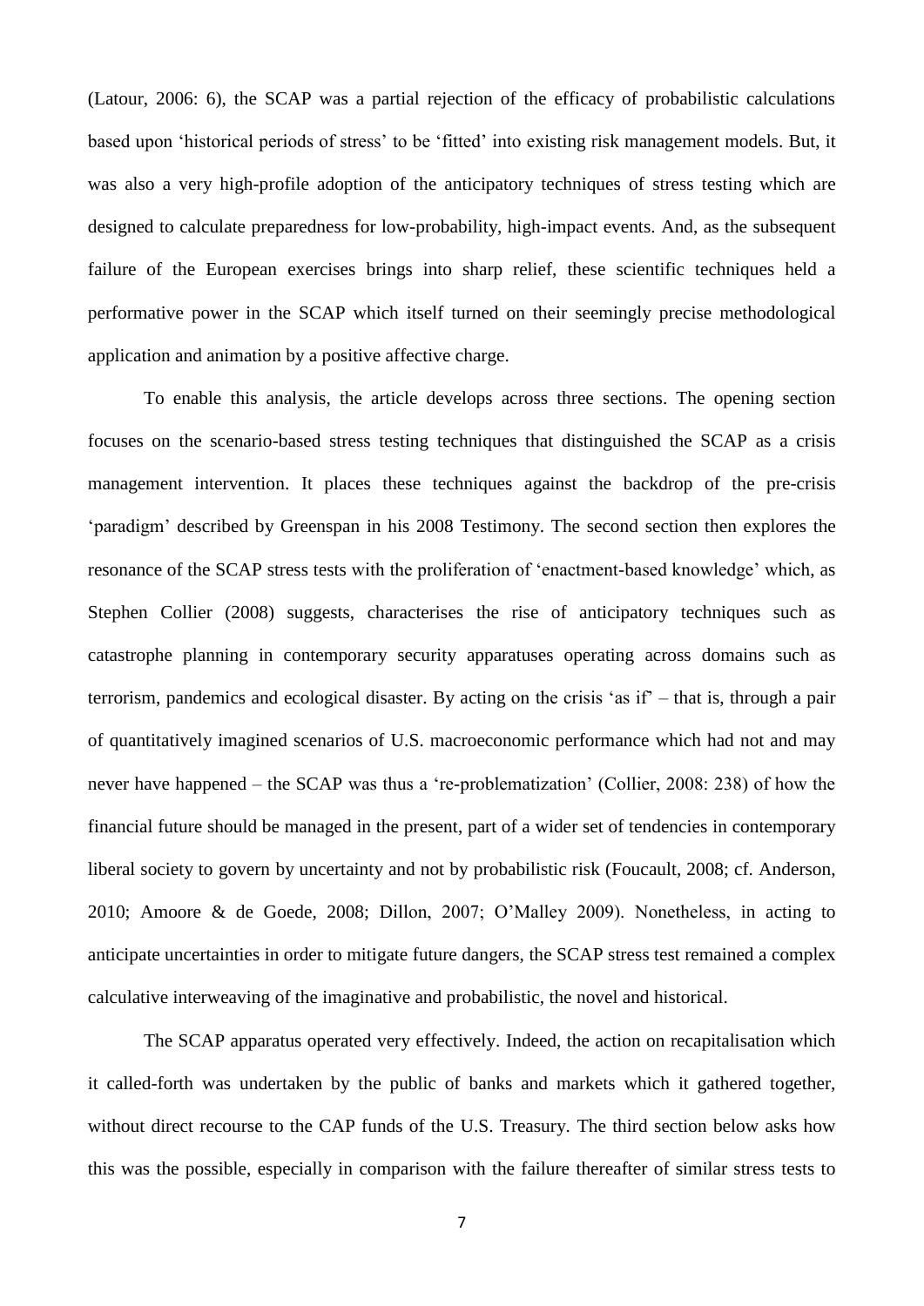(Latour, 2006: 6), the SCAP was a partial rejection of the efficacy of probabilistic calculations based upon 'historical periods of stress' to be 'fitted' into existing risk management models. But, it was also a very high-profile adoption of the anticipatory techniques of stress testing which are designed to calculate preparedness for low-probability, high-impact events. And, as the subsequent failure of the European exercises brings into sharp relief, these scientific techniques held a performative power in the SCAP which itself turned on their seemingly precise methodological application and animation by a positive affective charge.

To enable this analysis, the article develops across three sections. The opening section focuses on the scenario-based stress testing techniques that distinguished the SCAP as a crisis management intervention. It places these techniques against the backdrop of the pre-crisis 'paradigm' described by Greenspan in his 2008 Testimony. The second section then explores the resonance of the SCAP stress tests with the proliferation of 'enactment-based knowledge' which, as Stephen Collier (2008) suggests, characterises the rise of anticipatory techniques such as catastrophe planning in contemporary security apparatuses operating across domains such as terrorism, pandemics and ecological disaster. By acting on the crisis 'as if' – that is, through a pair of quantitatively imagined scenarios of U.S. macroeconomic performance which had not and may never have happened – the SCAP was thus a 're-problematization' (Collier, 2008: 238) of how the financial future should be managed in the present, part of a wider set of tendencies in contemporary liberal society to govern by uncertainty and not by probabilistic risk (Foucault, 2008; cf. Anderson, 2010; Amoore & de Goede, 2008; Dillon, 2007; O'Malley 2009). Nonetheless, in acting to anticipate uncertainties in order to mitigate future dangers, the SCAP stress test remained a complex calculative interweaving of the imaginative and probabilistic, the novel and historical.

The SCAP apparatus operated very effectively. Indeed, the action on recapitalisation which it called-forth was undertaken by the public of banks and markets which it gathered together, without direct recourse to the CAP funds of the U.S. Treasury. The third section below asks how this was the possible, especially in comparison with the failure thereafter of similar stress tests to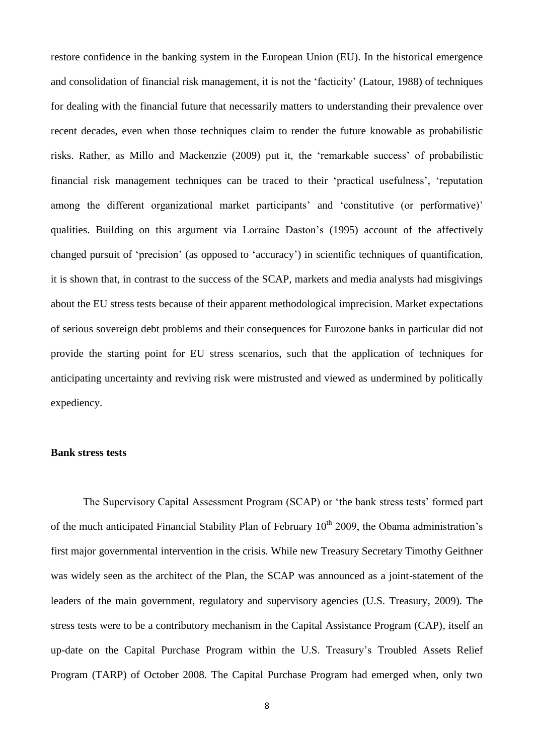restore confidence in the banking system in the European Union (EU). In the historical emergence and consolidation of financial risk management, it is not the 'facticity' (Latour, 1988) of techniques for dealing with the financial future that necessarily matters to understanding their prevalence over recent decades, even when those techniques claim to render the future knowable as probabilistic risks. Rather, as Millo and Mackenzie (2009) put it, the 'remarkable success' of probabilistic financial risk management techniques can be traced to their 'practical usefulness', 'reputation among the different organizational market participants' and 'constitutive (or performative)' qualities. Building on this argument via Lorraine Daston's (1995) account of the affectively changed pursuit of 'precision' (as opposed to 'accuracy') in scientific techniques of quantification, it is shown that, in contrast to the success of the SCAP, markets and media analysts had misgivings about the EU stress tests because of their apparent methodological imprecision. Market expectations of serious sovereign debt problems and their consequences for Eurozone banks in particular did not provide the starting point for EU stress scenarios, such that the application of techniques for anticipating uncertainty and reviving risk were mistrusted and viewed as undermined by politically expediency.

**Bank stress tests**

The Supervisory Capital Assessment Program (SCAP) or 'the bank stress tests' formed part of the much anticipated Financial Stability Plan of February 10th 2009, the Obama administration's first major governmental intervention in the crisis. While new Treasury Secretary Timothy Geithner was widely seen as the architect of the Plan, the SCAP was announced as a joint-statement of the leaders of the main government, regulatory and supervisory agencies (U.S. Treasury, 2009). The stress tests were to be a contributory mechanism in the Capital Assistance Program (CAP), itself an up-date on the Capital Purchase Program within the U.S. Treasury's Troubled Assets Relief Program (TARP) of October 2008. The Capital Purchase Program had emerged when, only two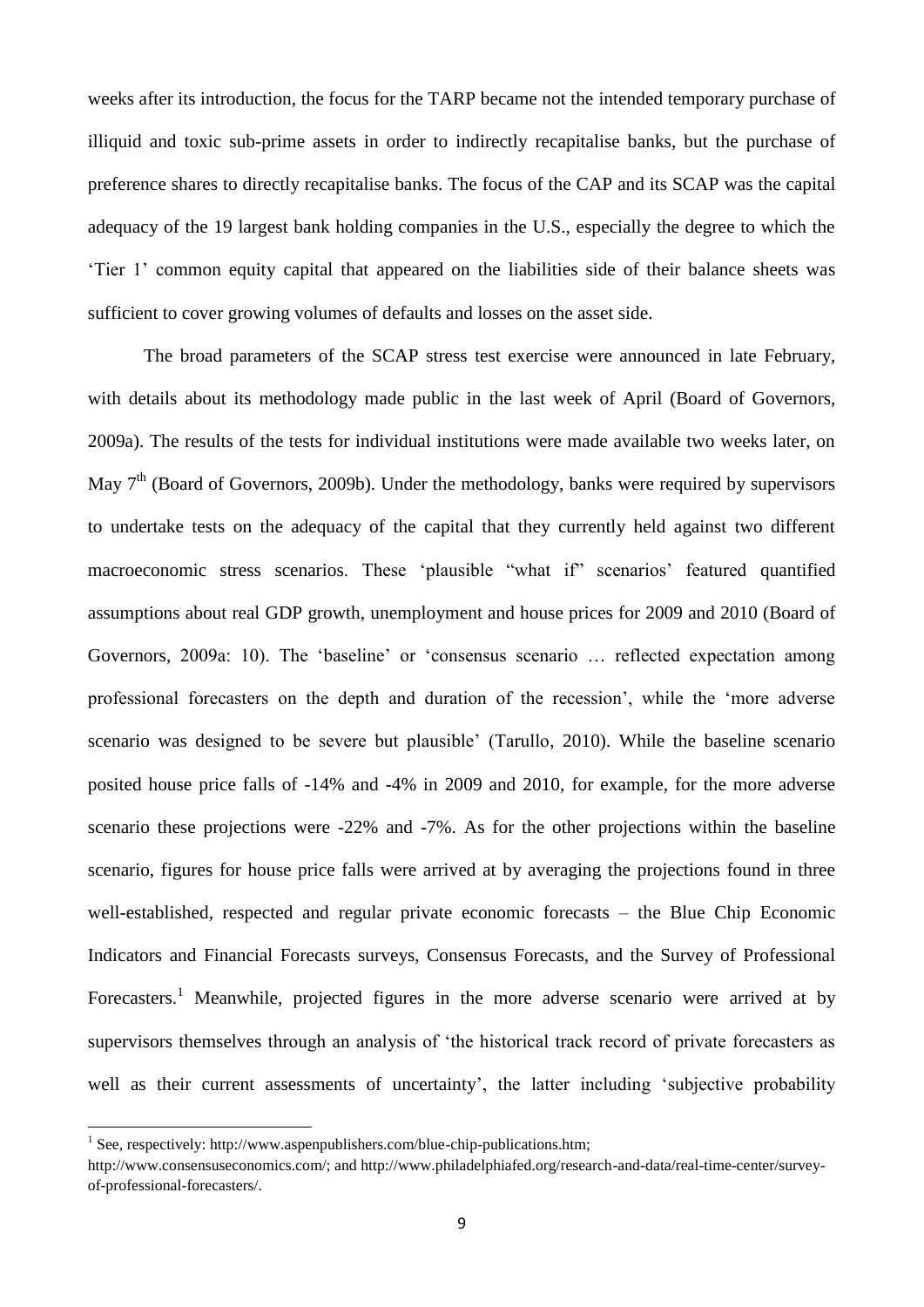weeks after its introduction, the focus for the TARP became not the intended temporary purchase of illiquid and toxic sub-prime assets in order to indirectly recapitalise banks, but the purchase of preference shares to directly recapitalise banks. The focus of the CAP and its SCAP was the capital adequacy of the 19 largest bank holding companies in the U.S., especially the degree to which the 'Tier 1' common equity capital that appeared on the liabilities side of their balance sheets was sufficient to cover growing volumes of defaults and losses on the asset side.

The broad parameters of the SCAP stress test exercise were announced in late February, with details about its methodology made public in the last week of April (Board of Governors, 2009a). The results of the tests for individual institutions were made available two weeks later, on May 7th (Board of Governors, 2009b). Under the methodology, banks were required by supervisors to undertake tests on the adequacy of the capital that they currently held against two different macroeconomic stress scenarios. These 'plausible "what if" scenarios' featured quantified assumptions about real GDP growth, unemployment and house prices for 2009 and 2010 (Board of Governors, 2009a: 10). The 'baseline' or 'consensus scenario … reflected expectation among professional forecasters on the depth and duration of the recession', while the 'more adverse scenario was designed to be severe but plausible' (Tarullo, 2010). While the baseline scenario posited house price falls of -14% and -4% in 2009 and 2010, for example, for the more adverse scenario these projections were -22% and -7%. As for the other projections within the baseline scenario, figures for house price falls were arrived at by averaging the projections found in three well-established, respected and regular private economic forecasts – the Blue Chip Economic Indicators and Financial Forecasts surveys, Consensus Forecasts, and the Survey of Professional Forecasters.[1] Meanwhile, projected figures in the more adverse scenario were arrived at by supervisors themselves through an analysis of 'the historical track record of private forecasters as well as their current assessments of uncertainty', the latter including 'subjective probability

[1] See, respectively: http://www.aspenpublishers.com/blue-chip-publications.htm; http://www.consensuseconomics.com/; and http://www.philadelphiafed.org/research-and-data/real-time-center/survey-of-professional-forecasters/.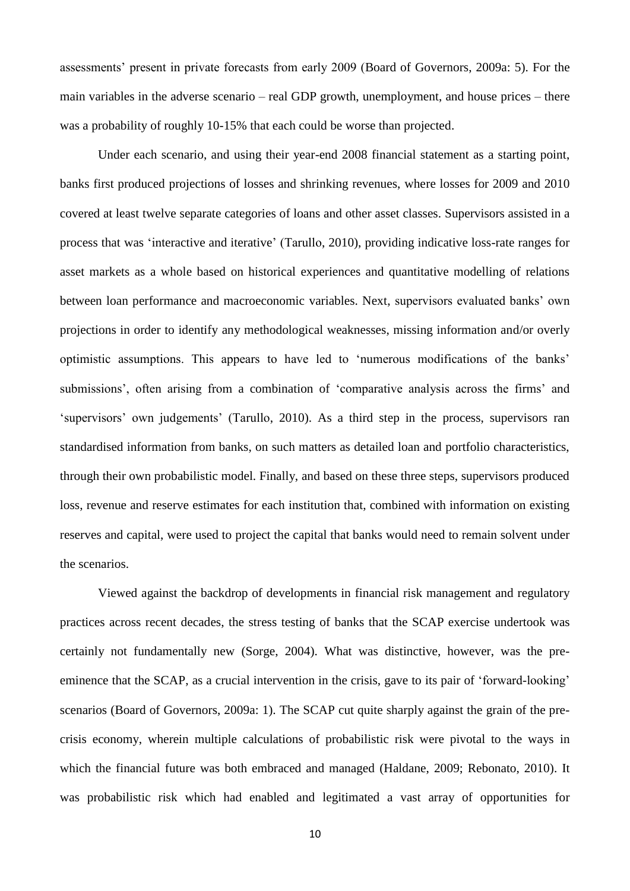assessments' present in private forecasts from early 2009 (Board of Governors, 2009a: 5). For the main variables in the adverse scenario – real GDP growth, unemployment, and house prices – there was a probability of roughly 10-15% that each could be worse than projected.

Under each scenario, and using their year-end 2008 financial statement as a starting point, banks first produced projections of losses and shrinking revenues, where losses for 2009 and 2010 covered at least twelve separate categories of loans and other asset classes. Supervisors assisted in a process that was 'interactive and iterative' (Tarullo, 2010), providing indicative loss-rate ranges for asset markets as a whole based on historical experiences and quantitative modelling of relations between loan performance and macroeconomic variables. Next, supervisors evaluated banks' own projections in order to identify any methodological weaknesses, missing information and/or overly optimistic assumptions. This appears to have led to 'numerous modifications of the banks' submissions', often arising from a combination of 'comparative analysis across the firms' and 'supervisors' own judgements' (Tarullo, 2010). As a third step in the process, supervisors ran standardised information from banks, on such matters as detailed loan and portfolio characteristics, through their own probabilistic model. Finally, and based on these three steps, supervisors produced loss, revenue and reserve estimates for each institution that, combined with information on existing reserves and capital, were used to project the capital that banks would need to remain solvent under the scenarios.

Viewed against the backdrop of developments in financial risk management and regulatory practices across recent decades, the stress testing of banks that the SCAP exercise undertook was certainly not fundamentally new (Sorge, 2004). What was distinctive, however, was the pre-eminence that the SCAP, as a crucial intervention in the crisis, gave to its pair of 'forward-looking' scenarios (Board of Governors, 2009a: 1). The SCAP cut quite sharply against the grain of the pre-crisis economy, wherein multiple calculations of probabilistic risk were pivotal to the ways in which the financial future was both embraced and managed (Haldane, 2009; Rebonato, 2010). It was probabilistic risk which had enabled and legitimated a vast array of opportunities for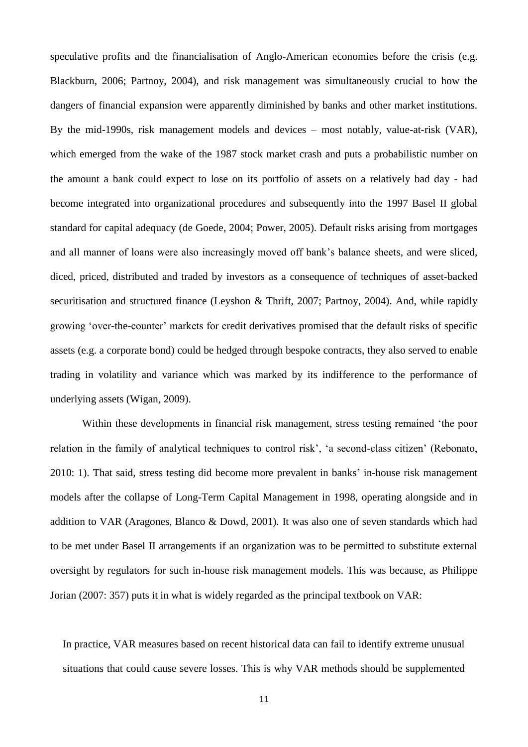speculative profits and the financialisation of Anglo-American economies before the crisis (e.g. Blackburn, 2006; Partnoy, 2004), and risk management was simultaneously crucial to how the dangers of financial expansion were apparently diminished by banks and other market institutions. By the mid-1990s, risk management models and devices – most notably, value-at-risk (VAR), which emerged from the wake of the 1987 stock market crash and puts a probabilistic number on the amount a bank could expect to lose on its portfolio of assets on a relatively bad day - had become integrated into organizational procedures and subsequently into the 1997 Basel II global standard for capital adequacy (de Goede, 2004; Power, 2005). Default risks arising from mortgages and all manner of loans were also increasingly moved off bank's balance sheets, and were sliced, diced, priced, distributed and traded by investors as a consequence of techniques of asset-backed securitisation and structured finance (Leyshon & Thrift, 2007; Partnoy, 2004). And, while rapidly growing 'over-the-counter' markets for credit derivatives promised that the default risks of specific assets (e.g. a corporate bond) could be hedged through bespoke contracts, they also served to enable trading in volatility and variance which was marked by its indifference to the performance of underlying assets (Wigan, 2009).

Within these developments in financial risk management, stress testing remained 'the poor relation in the family of analytical techniques to control risk', 'a second-class citizen' (Rebonato, 2010: 1). That said, stress testing did become more prevalent in banks' in-house risk management models after the collapse of Long-Term Capital Management in 1998, operating alongside and in addition to VAR (Aragones, Blanco & Dowd, 2001). It was also one of seven standards which had to be met under Basel II arrangements if an organization was to be permitted to substitute external oversight by regulators for such in-house risk management models. This was because, as Philippe Jorian (2007: 357) puts it in what is widely regarded as the principal textbook on VAR:

> In practice, VAR measures based on recent historical data can fail to identify extreme unusual situations that could cause severe losses. This is why VAR methods should be supplemented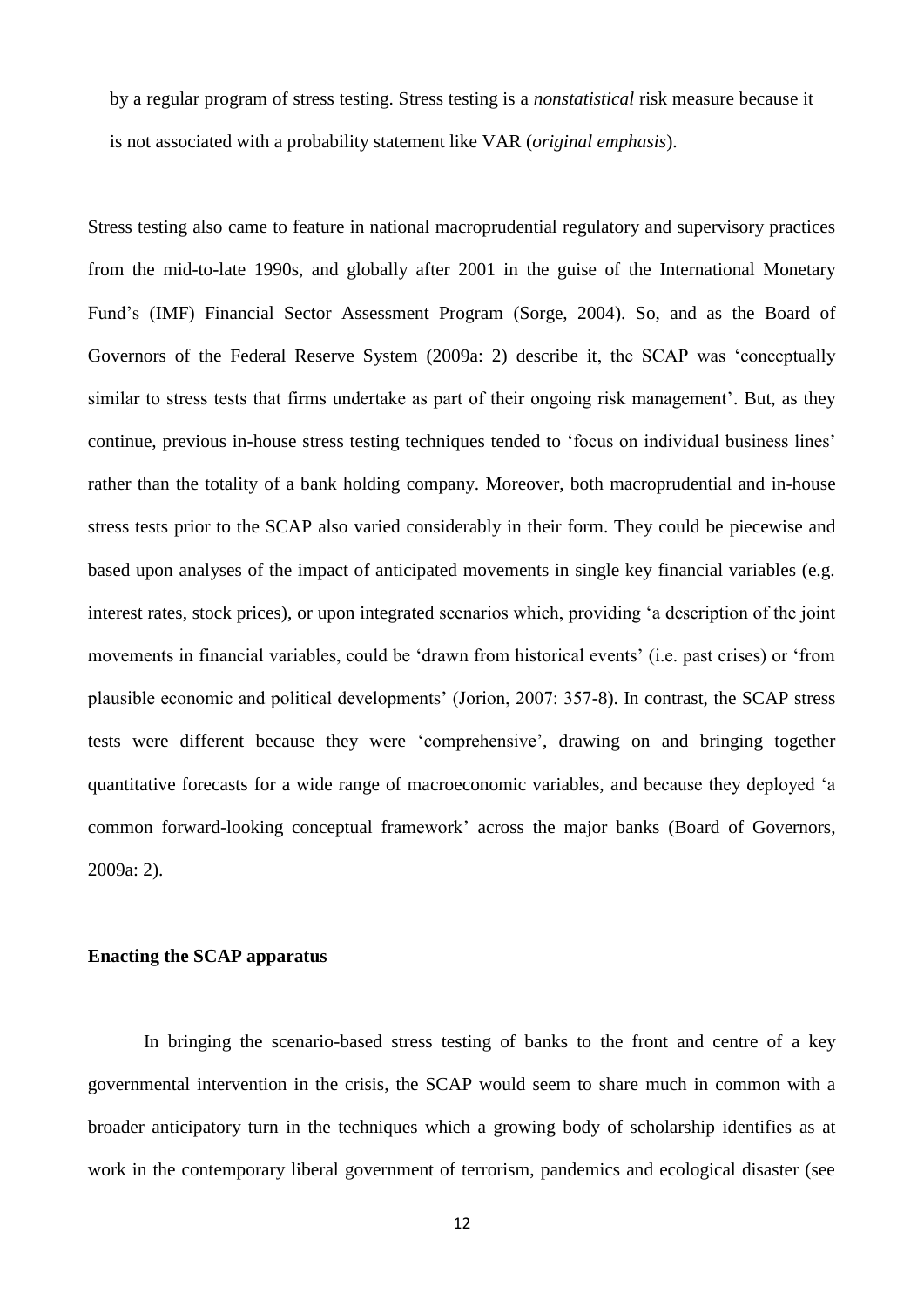by a regular program of stress testing. Stress testing is a *nonstatistical* risk measure because it is not associated with a probability statement like VAR (*original emphasis*).

Stress testing also came to feature in national macroprudential regulatory and supervisory practices from the mid-to-late 1990s, and globally after 2001 in the guise of the International Monetary Fund's (IMF) Financial Sector Assessment Program (Sorge, 2004). So, and as the Board of Governors of the Federal Reserve System (2009a: 2) describe it, the SCAP was 'conceptually similar to stress tests that firms undertake as part of their ongoing risk management'. But, as they continue, previous in-house stress testing techniques tended to 'focus on individual business lines' rather than the totality of a bank holding company. Moreover, both macroprudential and in-house stress tests prior to the SCAP also varied considerably in their form. They could be piecewise and based upon analyses of the impact of anticipated movements in single key financial variables (e.g. interest rates, stock prices), or upon integrated scenarios which, providing 'a description of the joint movements in financial variables, could be 'drawn from historical events' (i.e. past crises) or 'from plausible economic and political developments' (Jorion, 2007: 357-8). In contrast, the SCAP stress tests were different because they were 'comprehensive', drawing on and bringing together quantitative forecasts for a wide range of macroeconomic variables, and because they deployed 'a common forward-looking conceptual framework' across the major banks (Board of Governors, 2009a: 2).

## Enacting the SCAP apparatus

In bringing the scenario-based stress testing of banks to the front and centre of a key governmental intervention in the crisis, the SCAP would seem to share much in common with a broader anticipatory turn in the techniques which a growing body of scholarship identifies as at work in the contemporary liberal government of terrorism, pandemics and ecological disaster (see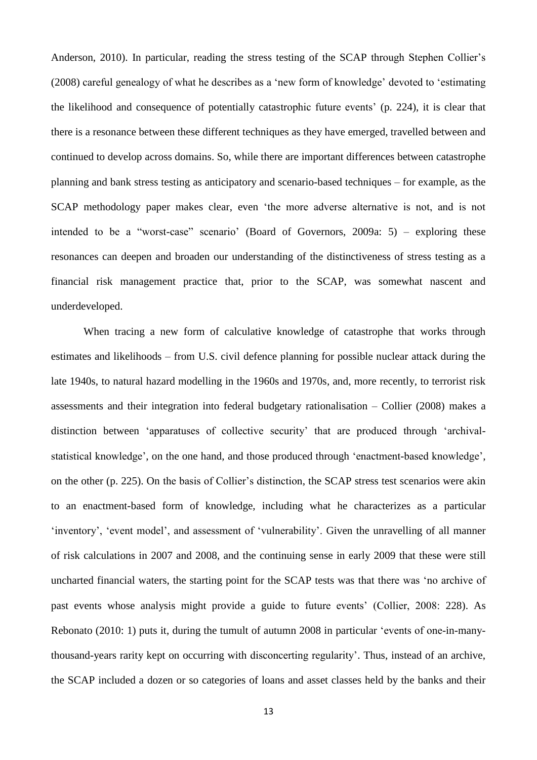Anderson, 2010). In particular, reading the stress testing of the SCAP through Stephen Collier's (2008) careful genealogy of what he describes as a 'new form of knowledge' devoted to 'estimating the likelihood and consequence of potentially catastrophic future events' (p. 224), it is clear that there is a resonance between these different techniques as they have emerged, travelled between and continued to develop across domains. So, while there are important differences between catastrophe planning and bank stress testing as anticipatory and scenario-based techniques – for example, as the SCAP methodology paper makes clear, even 'the more adverse alternative is not, and is not intended to be a "worst-case" scenario' (Board of Governors, 2009a: 5) – exploring these resonances can deepen and broaden our understanding of the distinctiveness of stress testing as a financial risk management practice that, prior to the SCAP, was somewhat nascent and underdeveloped.

When tracing a new form of calculative knowledge of catastrophe that works through estimates and likelihoods – from U.S. civil defence planning for possible nuclear attack during the late 1940s, to natural hazard modelling in the 1960s and 1970s, and, more recently, to terrorist risk assessments and their integration into federal budgetary rationalisation – Collier (2008) makes a distinction between 'apparatuses of collective security' that are produced through 'archival-statistical knowledge', on the one hand, and those produced through 'enactment-based knowledge', on the other (p. 225). On the basis of Collier's distinction, the SCAP stress test scenarios were akin to an enactment-based form of knowledge, including what he characterizes as a particular 'inventory', 'event model', and assessment of 'vulnerability'. Given the unravelling of all manner of risk calculations in 2007 and 2008, and the continuing sense in early 2009 that these were still uncharted financial waters, the starting point for the SCAP tests was that there was 'no archive of past events whose analysis might provide a guide to future events' (Collier, 2008: 228). As Rebonato (2010: 1) puts it, during the tumult of autumn 2008 in particular 'events of one-in-many-thousand-years rarity kept on occurring with disconcerting regularity'. Thus, instead of an archive, the SCAP included a dozen or so categories of loans and asset classes held by the banks and their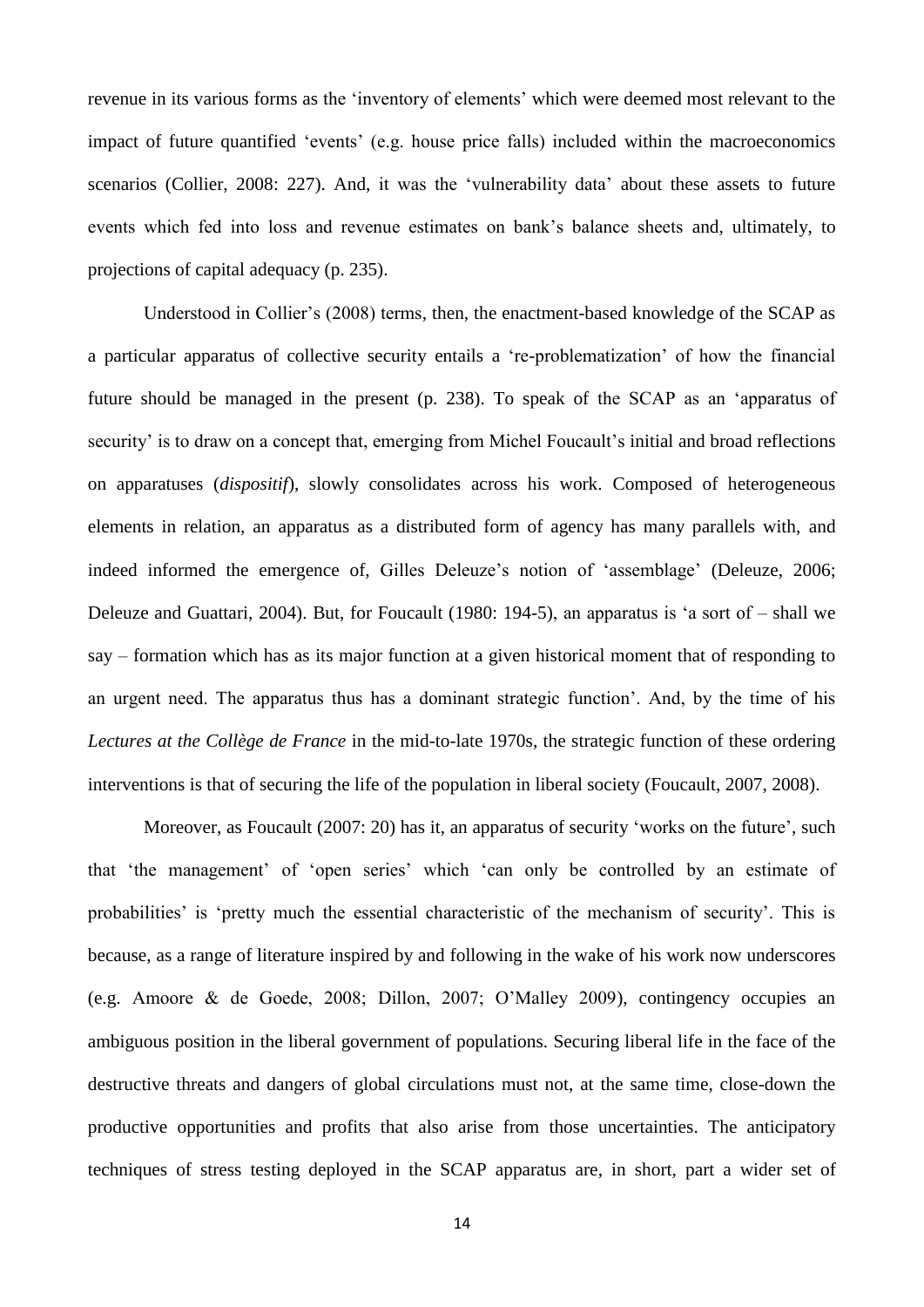revenue in its various forms as the 'inventory of elements' which were deemed most relevant to the impact of future quantified 'events' (e.g. house price falls) included within the macroeconomics scenarios (Collier, 2008: 227). And, it was the 'vulnerability data' about these assets to future events which fed into loss and revenue estimates on bank's balance sheets and, ultimately, to projections of capital adequacy (p. 235).

Understood in Collier's (2008) terms, then, the enactment-based knowledge of the SCAP as a particular apparatus of collective security entails a 're-problematization' of how the financial future should be managed in the present (p. 238). To speak of the SCAP as an 'apparatus of security' is to draw on a concept that, emerging from Michel Foucault's initial and broad reflections on apparatuses (*dispositif*), slowly consolidates across his work. Composed of heterogeneous elements in relation, an apparatus as a distributed form of agency has many parallels with, and indeed informed the emergence of, Gilles Deleuze's notion of 'assemblage' (Deleuze, 2006; Deleuze and Guattari, 2004). But, for Foucault (1980: 194-5), an apparatus is 'a sort of – shall we say – formation which has as its major function at a given historical moment that of responding to an urgent need. The apparatus thus has a dominant strategic function'. And, by the time of his *Lectures at the Collège de France* in the mid-to-late 1970s, the strategic function of these ordering interventions is that of securing the life of the population in liberal society (Foucault, 2007, 2008).

Moreover, as Foucault (2007: 20) has it, an apparatus of security 'works on the future', such that 'the management' of 'open series' which 'can only be controlled by an estimate of probabilities' is 'pretty much the essential characteristic of the mechanism of security'. This is because, as a range of literature inspired by and following in the wake of his work now underscores (e.g. Amoore & de Goede, 2008; Dillon, 2007; O'Malley 2009), contingency occupies an ambiguous position in the liberal government of populations. Securing liberal life in the face of the destructive threats and dangers of global circulations must not, at the same time, close-down the productive opportunities and profits that also arise from those uncertainties. The anticipatory techniques of stress testing deployed in the SCAP apparatus are, in short, part a wider set of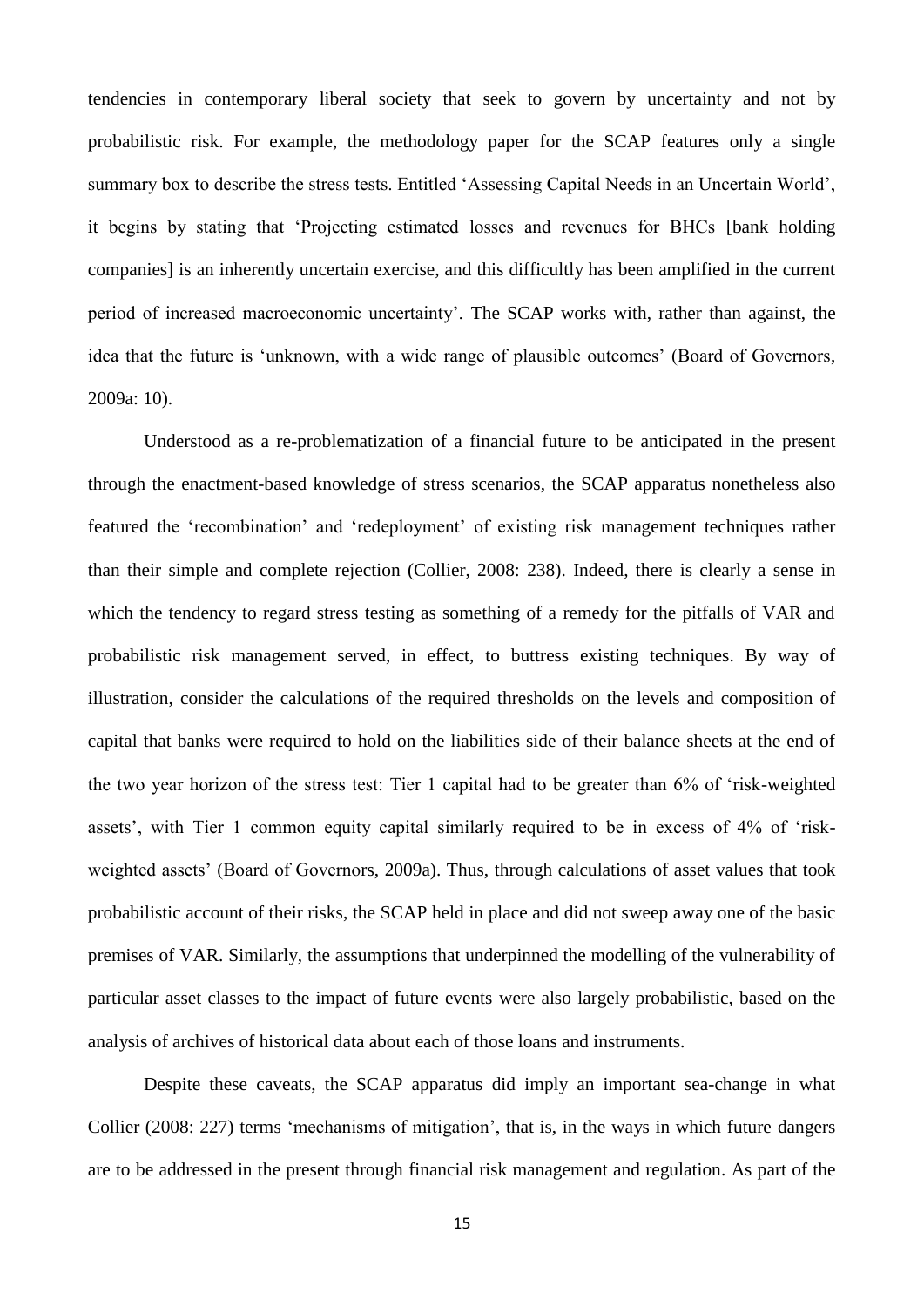tendencies in contemporary liberal society that seek to govern by uncertainty and not by probabilistic risk. For example, the methodology paper for the SCAP features only a single summary box to describe the stress tests. Entitled 'Assessing Capital Needs in an Uncertain World', it begins by stating that 'Projecting estimated losses and revenues for BHCs [bank holding companies] is an inherently uncertain exercise, and this difficultly has been amplified in the current period of increased macroeconomic uncertainty'. The SCAP works with, rather than against, the idea that the future is 'unknown, with a wide range of plausible outcomes' (Board of Governors, 2009a: 10).

Understood as a re-problematization of a financial future to be anticipated in the present through the enactment-based knowledge of stress scenarios, the SCAP apparatus nonetheless also featured the 'recombination' and 'redeployment' of existing risk management techniques rather than their simple and complete rejection (Collier, 2008: 238). Indeed, there is clearly a sense in which the tendency to regard stress testing as something of a remedy for the pitfalls of VAR and probabilistic risk management served, in effect, to buttress existing techniques. By way of illustration, consider the calculations of the required thresholds on the levels and composition of capital that banks were required to hold on the liabilities side of their balance sheets at the end of the two year horizon of the stress test: Tier 1 capital had to be greater than 6% of 'risk-weighted assets', with Tier 1 common equity capital similarly required to be in excess of 4% of 'risk-weighted assets' (Board of Governors, 2009a). Thus, through calculations of asset values that took probabilistic account of their risks, the SCAP held in place and did not sweep away one of the basic premises of VAR. Similarly, the assumptions that underpinned the modelling of the vulnerability of particular asset classes to the impact of future events were also largely probabilistic, based on the analysis of archives of historical data about each of those loans and instruments.

Despite these caveats, the SCAP apparatus did imply an important sea-change in what Collier (2008: 227) terms 'mechanisms of mitigation', that is, in the ways in which future dangers are to be addressed in the present through financial risk management and regulation. As part of the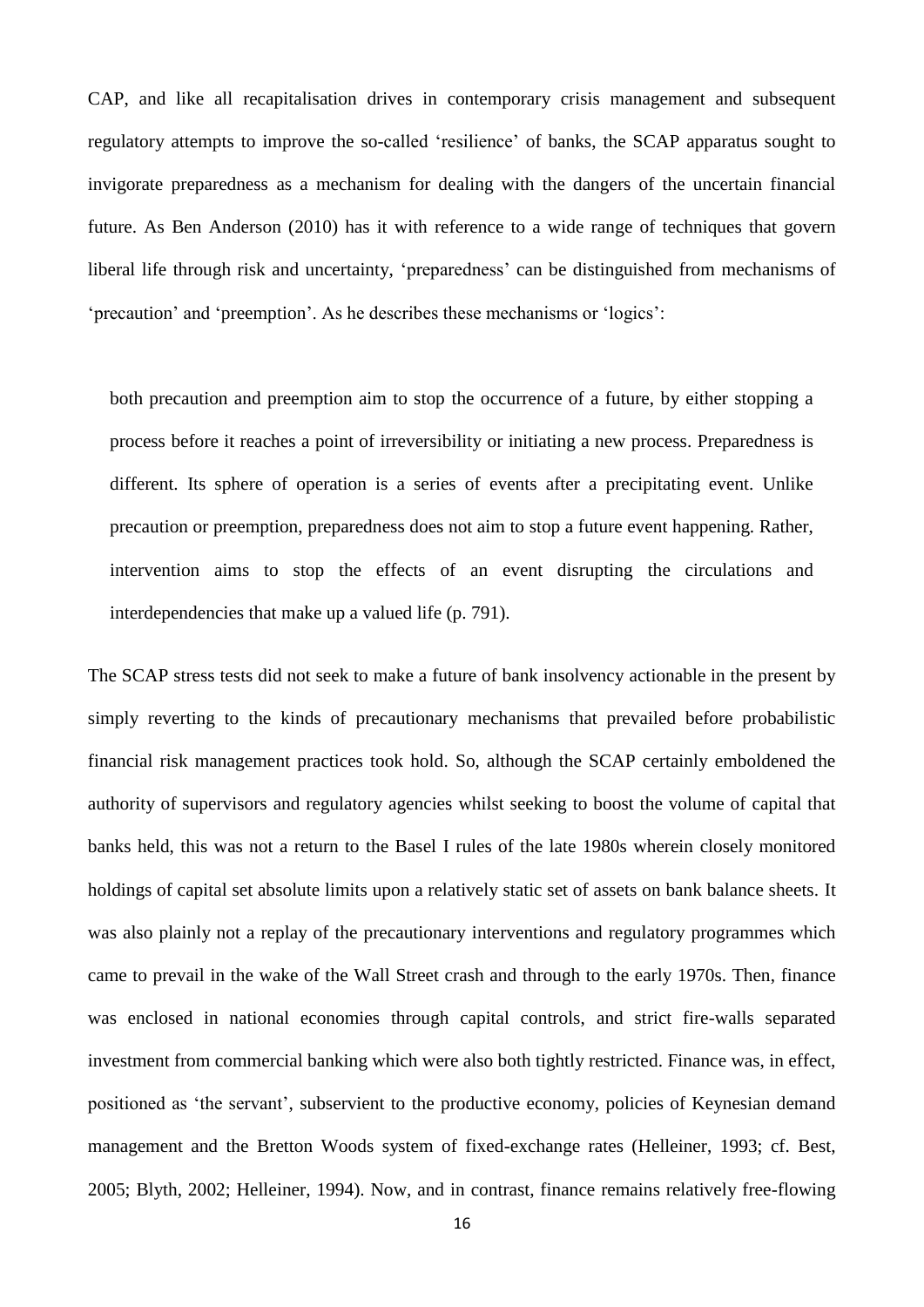CAP, and like all recapitalisation drives in contemporary crisis management and subsequent regulatory attempts to improve the so-called 'resilience' of banks, the SCAP apparatus sought to invigorate preparedness as a mechanism for dealing with the dangers of the uncertain financial future. As Ben Anderson (2010) has it with reference to a wide range of techniques that govern liberal life through risk and uncertainty, 'preparedness' can be distinguished from mechanisms of 'precaution' and 'preemption'. As he describes these mechanisms or 'logics':

> both precaution and preemption aim to stop the occurrence of a future, by either stopping a process before it reaches a point of irreversibility or initiating a new process. Preparedness is different. Its sphere of operation is a series of events after a precipitating event. Unlike precaution or preemption, preparedness does not aim to stop a future event happening. Rather, intervention aims to stop the effects of an event disrupting the circulations and interdependencies that make up a valued life (p. 791).

The SCAP stress tests did not seek to make a future of bank insolvency actionable in the present by simply reverting to the kinds of precautionary mechanisms that prevailed before probabilistic financial risk management practices took hold. So, although the SCAP certainly emboldened the authority of supervisors and regulatory agencies whilst seeking to boost the volume of capital that banks held, this was not a return to the Basel I rules of the late 1980s wherein closely monitored holdings of capital set absolute limits upon a relatively static set of assets on bank balance sheets. It was also plainly not a replay of the precautionary interventions and regulatory programmes which came to prevail in the wake of the Wall Street crash and through to the early 1970s. Then, finance was enclosed in national economies through capital controls, and strict fire-walls separated investment from commercial banking which were also both tightly restricted. Finance was, in effect, positioned as 'the servant', subservient to the productive economy, policies of Keynesian demand management and the Bretton Woods system of fixed-exchange rates (Helleiner, 1993; cf. Best, 2005; Blyth, 2002; Helleiner, 1994). Now, and in contrast, finance remains relatively free-flowing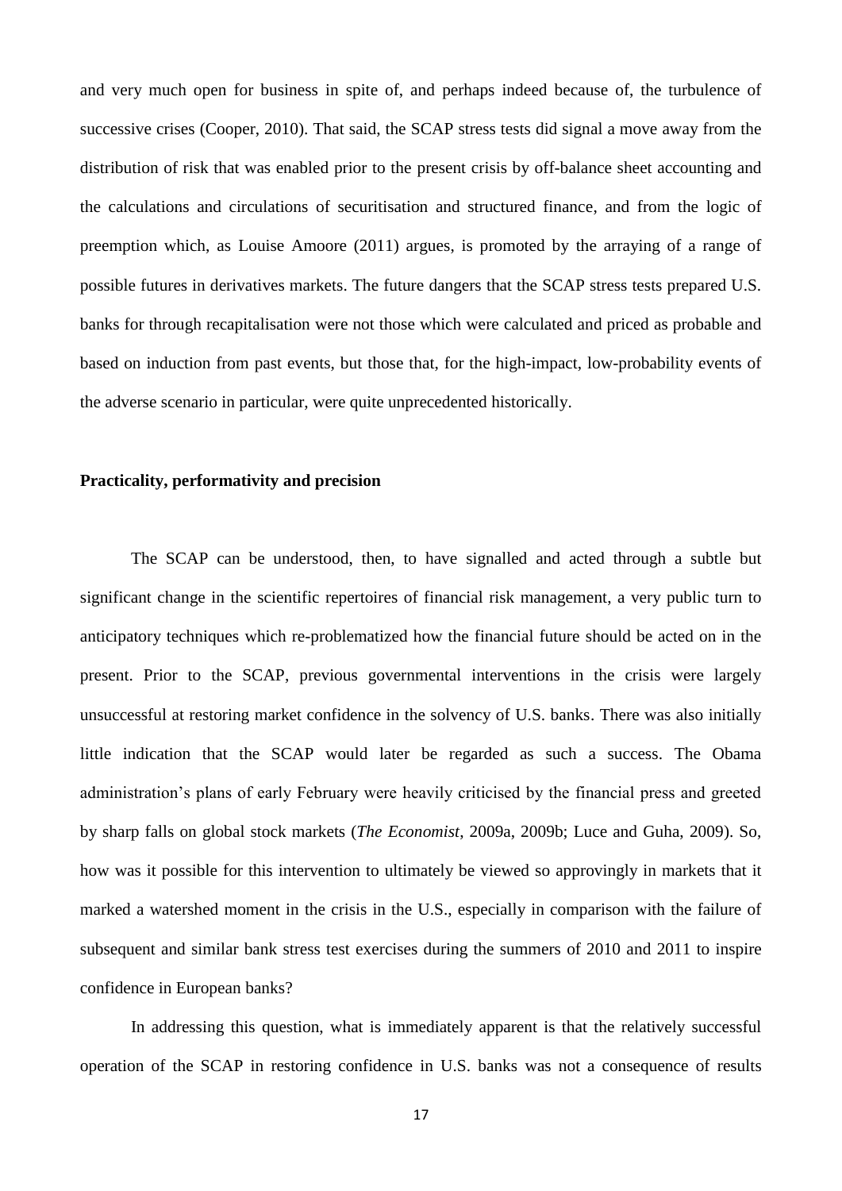and very much open for business in spite of, and perhaps indeed because of, the turbulence of successive crises (Cooper, 2010). That said, the SCAP stress tests did signal a move away from the distribution of risk that was enabled prior to the present crisis by off-balance sheet accounting and the calculations and circulations of securitisation and structured finance, and from the logic of preemption which, as Louise Amoore (2011) argues, is promoted by the arraying of a range of possible futures in derivatives markets. The future dangers that the SCAP stress tests prepared U.S. banks for through recapitalisation were not those which were calculated and priced as probable and based on induction from past events, but those that, for the high-impact, low-probability events of the adverse scenario in particular, were quite unprecedented historically.

**Practicality, performativity and precision**

The SCAP can be understood, then, to have signalled and acted through a subtle but significant change in the scientific repertoires of financial risk management, a very public turn to anticipatory techniques which re-problematized how the financial future should be acted on in the present. Prior to the SCAP, previous governmental interventions in the crisis were largely unsuccessful at restoring market confidence in the solvency of U.S. banks. There was also initially little indication that the SCAP would later be regarded as such a success. The Obama administration's plans of early February were heavily criticised by the financial press and greeted by sharp falls on global stock markets (*The Economist*, 2009a, 2009b; Luce and Guha, 2009). So, how was it possible for this intervention to ultimately be viewed so approvingly in markets that it marked a watershed moment in the crisis in the U.S., especially in comparison with the failure of subsequent and similar bank stress test exercises during the summers of 2010 and 2011 to inspire confidence in European banks?

In addressing this question, what is immediately apparent is that the relatively successful operation of the SCAP in restoring confidence in U.S. banks was not a consequence of results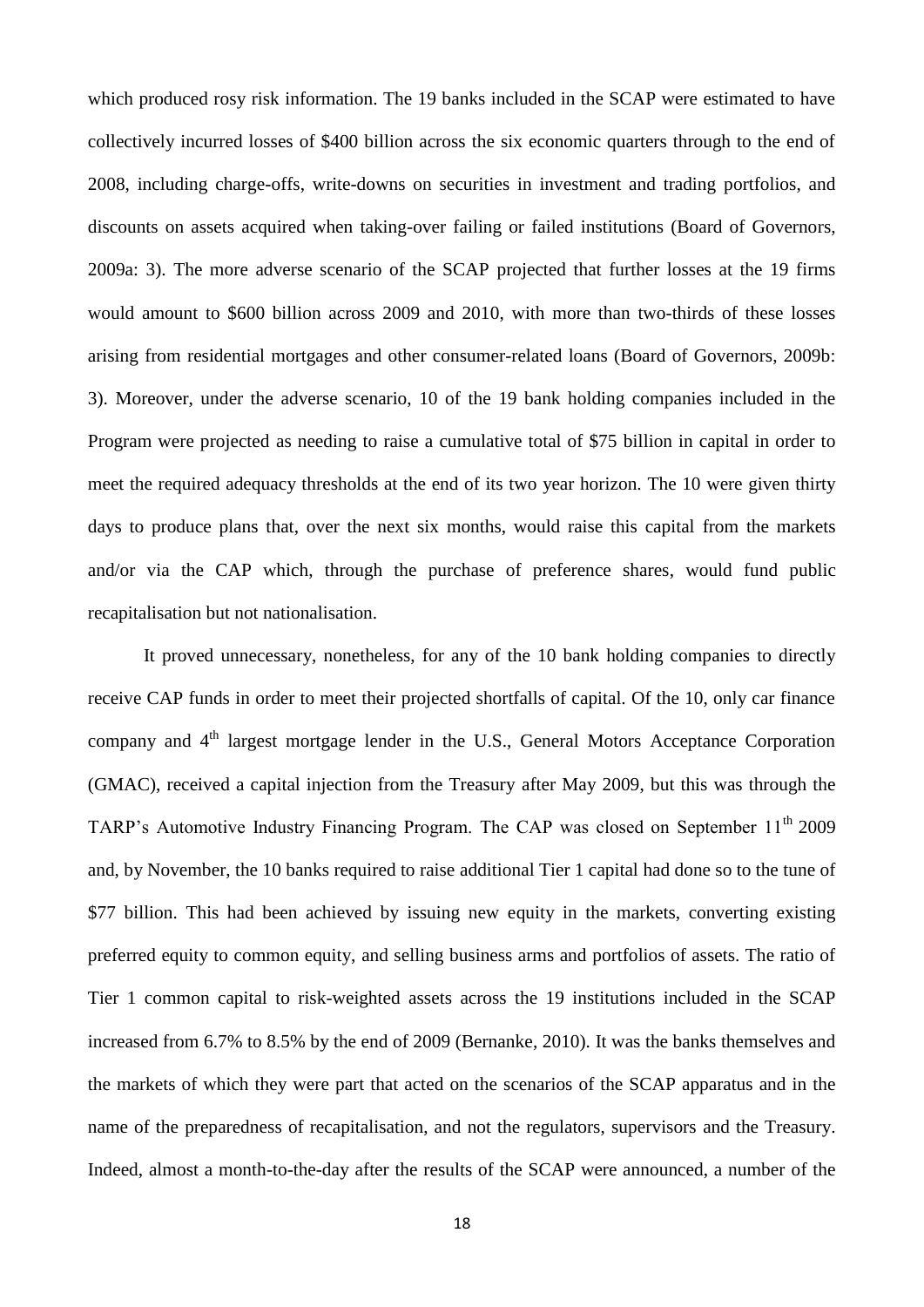which produced rosy risk information. The 19 banks included in the SCAP were estimated to have collectively incurred losses of \$400 billion across the six economic quarters through to the end of 2008, including charge-offs, write-downs on securities in investment and trading portfolios, and discounts on assets acquired when taking-over failing or failed institutions (Board of Governors, 2009a: 3). The more adverse scenario of the SCAP projected that further losses at the 19 firms would amount to \$600 billion across 2009 and 2010, with more than two-thirds of these losses arising from residential mortgages and other consumer-related loans (Board of Governors, 2009b: 3). Moreover, under the adverse scenario, 10 of the 19 bank holding companies included in the Program were projected as needing to raise a cumulative total of \$75 billion in capital in order to meet the required adequacy thresholds at the end of its two year horizon. The 10 were given thirty days to produce plans that, over the next six months, would raise this capital from the markets and/or via the CAP which, through the purchase of preference shares, would fund public recapitalisation but not nationalisation.

It proved unnecessary, nonetheless, for any of the 10 bank holding companies to directly receive CAP funds in order to meet their projected shortfalls of capital. Of the 10, only car finance company and 4th largest mortgage lender in the U.S., General Motors Acceptance Corporation (GMAC), received a capital injection from the Treasury after May 2009, but this was through the TARP's Automotive Industry Financing Program. The CAP was closed on September 11th 2009 and, by November, the 10 banks required to raise additional Tier 1 capital had done so to the tune of \$77 billion. This had been achieved by issuing new equity in the markets, converting existing preferred equity to common equity, and selling business arms and portfolios of assets. The ratio of Tier 1 common capital to risk-weighted assets across the 19 institutions included in the SCAP increased from 6.7% to 8.5% by the end of 2009 (Bernanke, 2010). It was the banks themselves and the markets of which they were part that acted on the scenarios of the SCAP apparatus and in the name of the preparedness of recapitalisation, and not the regulators, supervisors and the Treasury. Indeed, almost a month-to-the-day after the results of the SCAP were announced, a number of the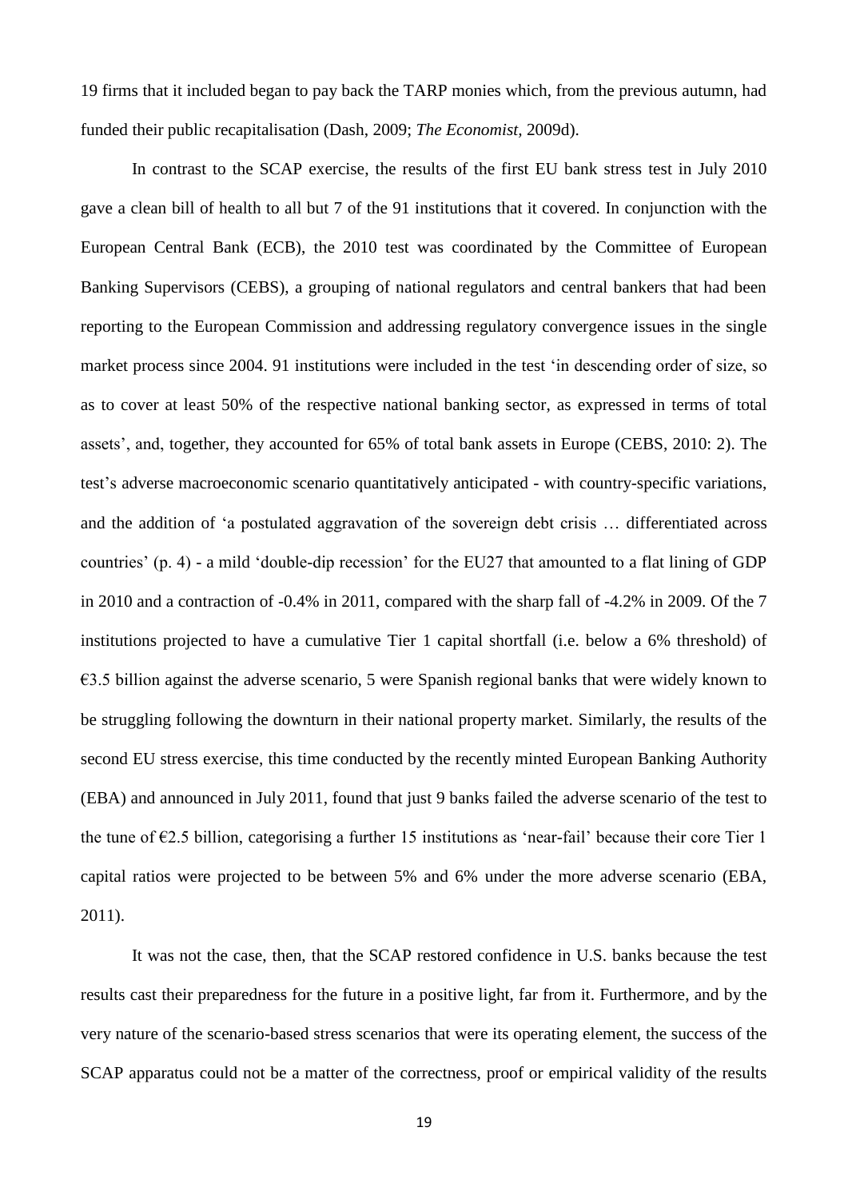19 firms that it included began to pay back the TARP monies which, from the previous autumn, had funded their public recapitalisation (Dash, 2009; *The Economist,* 2009d).

In contrast to the SCAP exercise, the results of the first EU bank stress test in July 2010 gave a clean bill of health to all but 7 of the 91 institutions that it covered. In conjunction with the European Central Bank (ECB), the 2010 test was coordinated by the Committee of European Banking Supervisors (CEBS), a grouping of national regulators and central bankers that had been reporting to the European Commission and addressing regulatory convergence issues in the single market process since 2004. 91 institutions were included in the test 'in descending order of size, so as to cover at least 50% of the respective national banking sector, as expressed in terms of total assets', and, together, they accounted for 65% of total bank assets in Europe (CEBS, 2010: 2). The test's adverse macroeconomic scenario quantitatively anticipated - with country-specific variations, and the addition of 'a postulated aggravation of the sovereign debt crisis … differentiated across countries' (p. 4) - a mild 'double-dip recession' for the EU27 that amounted to a flat lining of GDP in 2010 and a contraction of -0.4% in 2011, compared with the sharp fall of -4.2% in 2009. Of the 7 institutions projected to have a cumulative Tier 1 capital shortfall (i.e. below a 6% threshold) of €3.5 billion against the adverse scenario, 5 were Spanish regional banks that were widely known to be struggling following the downturn in their national property market. Similarly, the results of the second EU stress exercise, this time conducted by the recently minted European Banking Authority (EBA) and announced in July 2011, found that just 9 banks failed the adverse scenario of the test to the tune of €2.5 billion, categorising a further 15 institutions as 'near-fail' because their core Tier 1 capital ratios were projected to be between 5% and 6% under the more adverse scenario (EBA, 2011).

It was not the case, then, that the SCAP restored confidence in U.S. banks because the test results cast their preparedness for the future in a positive light, far from it. Furthermore, and by the very nature of the scenario-based stress scenarios that were its operating element, the success of the SCAP apparatus could not be a matter of the correctness, proof or empirical validity of the results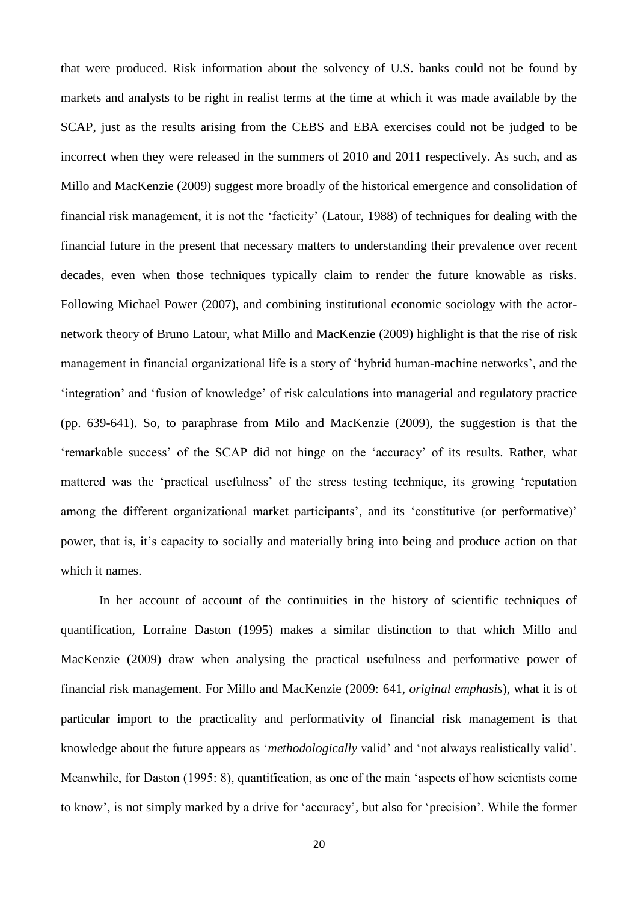that were produced. Risk information about the solvency of U.S. banks could not be found by markets and analysts to be right in realist terms at the time at which it was made available by the SCAP, just as the results arising from the CEBS and EBA exercises could not be judged to be incorrect when they were released in the summers of 2010 and 2011 respectively. As such, and as Millo and MacKenzie (2009) suggest more broadly of the historical emergence and consolidation of financial risk management, it is not the 'facticity' (Latour, 1988) of techniques for dealing with the financial future in the present that necessary matters to understanding their prevalence over recent decades, even when those techniques typically claim to render the future knowable as risks. Following Michael Power (2007), and combining institutional economic sociology with the actor-network theory of Bruno Latour, what Millo and MacKenzie (2009) highlight is that the rise of risk management in financial organizational life is a story of 'hybrid human-machine networks', and the 'integration' and 'fusion of knowledge' of risk calculations into managerial and regulatory practice (pp. 639-641). So, to paraphrase from Milo and MacKenzie (2009), the suggestion is that the 'remarkable success' of the SCAP did not hinge on the 'accuracy' of its results. Rather, what mattered was the 'practical usefulness' of the stress testing technique, its growing 'reputation among the different organizational market participants', and its 'constitutive (or performative)' power, that is, it's capacity to socially and materially bring into being and produce action on that which it names.

In her account of account of the continuities in the history of scientific techniques of quantification, Lorraine Daston (1995) makes a similar distinction to that which Millo and MacKenzie (2009) draw when analysing the practical usefulness and performative power of financial risk management. For Millo and MacKenzie (2009: 641, *original emphasis*), what it is of particular import to the practicality and performativity of financial risk management is that knowledge about the future appears as '*methodologically* valid' and 'not always realistically valid'. Meanwhile, for Daston (1995: 8), quantification, as one of the main 'aspects of how scientists come to know', is not simply marked by a drive for 'accuracy', but also for 'precision'. While the former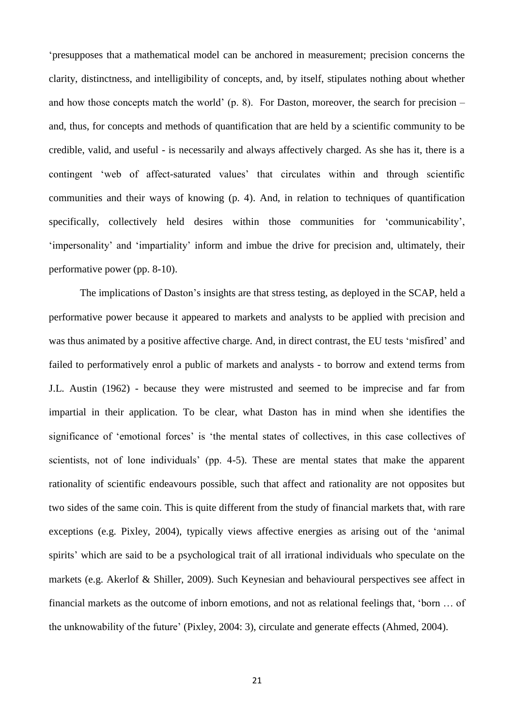'presupposes that a mathematical model can be anchored in measurement; precision concerns the clarity, distinctness, and intelligibility of concepts, and, by itself, stipulates nothing about whether and how those concepts match the world' (p. 8). For Daston, moreover, the search for precision – and, thus, for concepts and methods of quantification that are held by a scientific community to be credible, valid, and useful - is necessarily and always affectively charged. As she has it, there is a contingent 'web of affect-saturated values' that circulates within and through scientific communities and their ways of knowing (p. 4). And, in relation to techniques of quantification specifically, collectively held desires within those communities for 'communicability', 'impersonality' and 'impartiality' inform and imbue the drive for precision and, ultimately, their performative power (pp. 8-10).

The implications of Daston's insights are that stress testing, as deployed in the SCAP, held a performative power because it appeared to markets and analysts to be applied with precision and was thus animated by a positive affective charge. And, in direct contrast, the EU tests 'misfired' and failed to performatively enrol a public of markets and analysts - to borrow and extend terms from J.L. Austin (1962) - because they were mistrusted and seemed to be imprecise and far from impartial in their application. To be clear, what Daston has in mind when she identifies the significance of 'emotional forces' is 'the mental states of collectives, in this case collectives of scientists, not of lone individuals' (pp. 4-5). These are mental states that make the apparent rationality of scientific endeavours possible, such that affect and rationality are not opposites but two sides of the same coin. This is quite different from the study of financial markets that, with rare exceptions (e.g. Pixley, 2004), typically views affective energies as arising out of the 'animal spirits' which are said to be a psychological trait of all irrational individuals who speculate on the markets (e.g. Akerlof & Shiller, 2009). Such Keynesian and behavioural perspectives see affect in financial markets as the outcome of inborn emotions, and not as relational feelings that, 'born … of the unknowability of the future' (Pixley, 2004: 3), circulate and generate effects (Ahmed, 2004).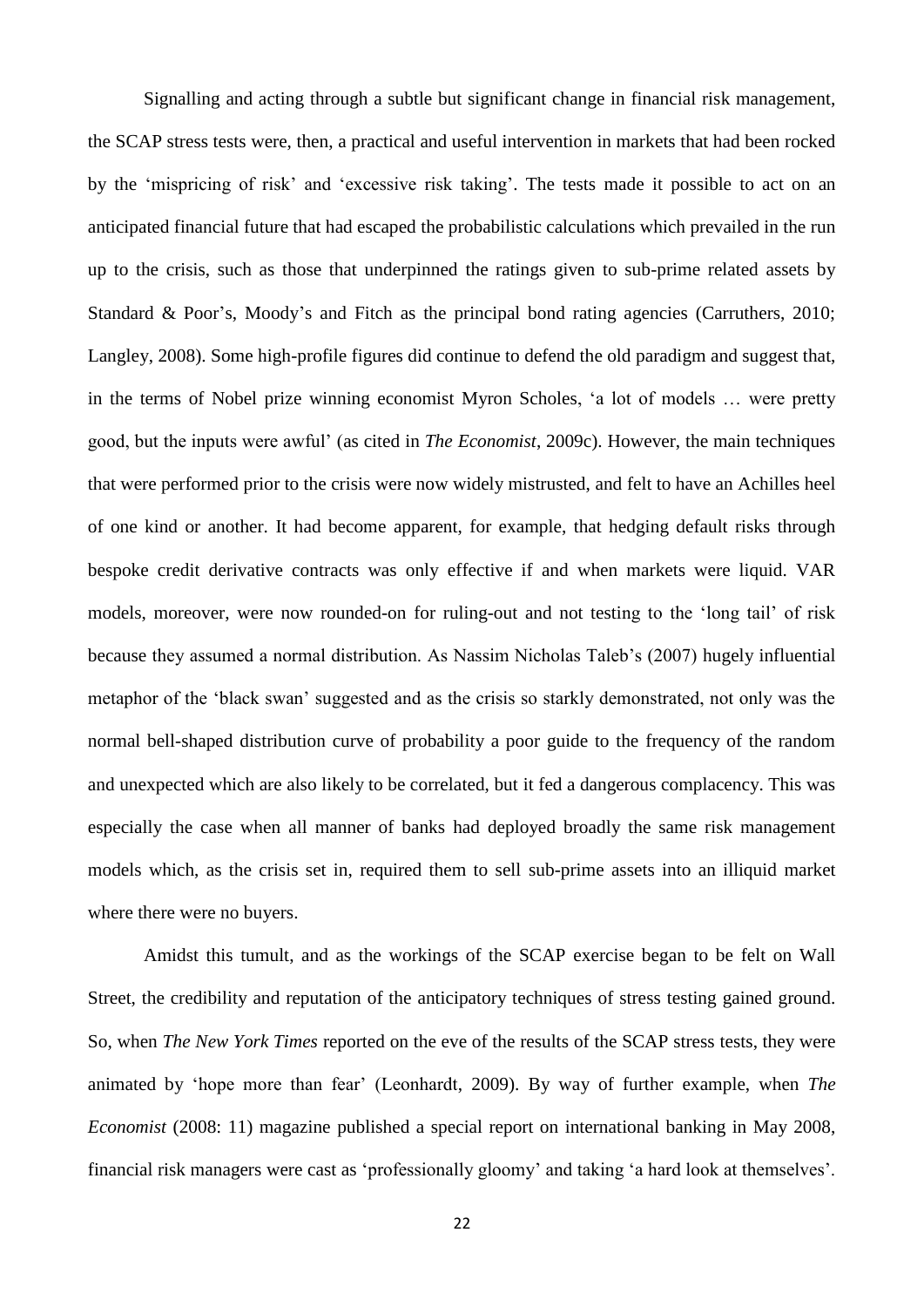Signalling and acting through a subtle but significant change in financial risk management, the SCAP stress tests were, then, a practical and useful intervention in markets that had been rocked by the 'mispricing of risk' and 'excessive risk taking'. The tests made it possible to act on an anticipated financial future that had escaped the probabilistic calculations which prevailed in the run up to the crisis, such as those that underpinned the ratings given to sub-prime related assets by Standard & Poor's, Moody's and Fitch as the principal bond rating agencies (Carruthers, 2010; Langley, 2008). Some high-profile figures did continue to defend the old paradigm and suggest that, in the terms of Nobel prize winning economist Myron Scholes, 'a lot of models … were pretty good, but the inputs were awful' (as cited in *The Economist*, 2009c). However, the main techniques that were performed prior to the crisis were now widely mistrusted, and felt to have an Achilles heel of one kind or another. It had become apparent, for example, that hedging default risks through bespoke credit derivative contracts was only effective if and when markets were liquid. VAR models, moreover, were now rounded-on for ruling-out and not testing to the 'long tail' of risk because they assumed a normal distribution. As Nassim Nicholas Taleb's (2007) hugely influential metaphor of the 'black swan' suggested and as the crisis so starkly demonstrated, not only was the normal bell-shaped distribution curve of probability a poor guide to the frequency of the random and unexpected which are also likely to be correlated, but it fed a dangerous complacency. This was especially the case when all manner of banks had deployed broadly the same risk management models which, as the crisis set in, required them to sell sub-prime assets into an illiquid market where there were no buyers.

Amidst this tumult, and as the workings of the SCAP exercise began to be felt on Wall Street, the credibility and reputation of the anticipatory techniques of stress testing gained ground. So, when *The New York Times* reported on the eve of the results of the SCAP stress tests, they were animated by 'hope more than fear' (Leonhardt, 2009). By way of further example, when *The Economist* (2008: 11) magazine published a special report on international banking in May 2008, financial risk managers were cast as 'professionally gloomy' and taking 'a hard look at themselves'.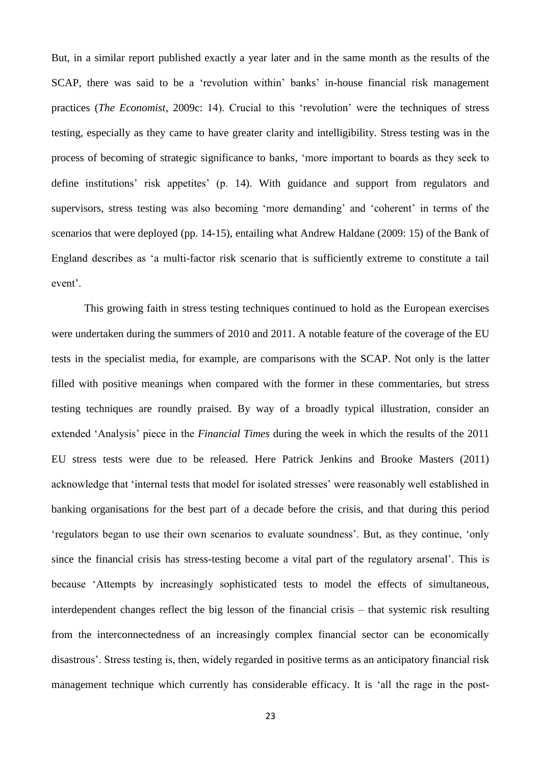But, in a similar report published exactly a year later and in the same month as the results of the SCAP, there was said to be a 'revolution within' banks' in-house financial risk management practices (*The Economist*, 2009c: 14). Crucial to this 'revolution' were the techniques of stress testing, especially as they came to have greater clarity and intelligibility. Stress testing was in the process of becoming of strategic significance to banks, 'more important to boards as they seek to define institutions' risk appetites' (p. 14). With guidance and support from regulators and supervisors, stress testing was also becoming 'more demanding' and 'coherent' in terms of the scenarios that were deployed (pp. 14-15), entailing what Andrew Haldane (2009: 15) of the Bank of England describes as 'a multi-factor risk scenario that is sufficiently extreme to constitute a tail event'.

This growing faith in stress testing techniques continued to hold as the European exercises were undertaken during the summers of 2010 and 2011. A notable feature of the coverage of the EU tests in the specialist media, for example, are comparisons with the SCAP. Not only is the latter filled with positive meanings when compared with the former in these commentaries, but stress testing techniques are roundly praised. By way of a broadly typical illustration, consider an extended 'Analysis' piece in the *Financial Times* during the week in which the results of the 2011 EU stress tests were due to be released. Here Patrick Jenkins and Brooke Masters (2011) acknowledge that 'internal tests that model for isolated stresses' were reasonably well established in banking organisations for the best part of a decade before the crisis, and that during this period 'regulators began to use their own scenarios to evaluate soundness'. But, as they continue, 'only since the financial crisis has stress-testing become a vital part of the regulatory arsenal'. This is because 'Attempts by increasingly sophisticated tests to model the effects of simultaneous, interdependent changes reflect the big lesson of the financial crisis – that systemic risk resulting from the interconnectedness of an increasingly complex financial sector can be economically disastrous'. Stress testing is, then, widely regarded in positive terms as an anticipatory financial risk management technique which currently has considerable efficacy. It is 'all the rage in the post-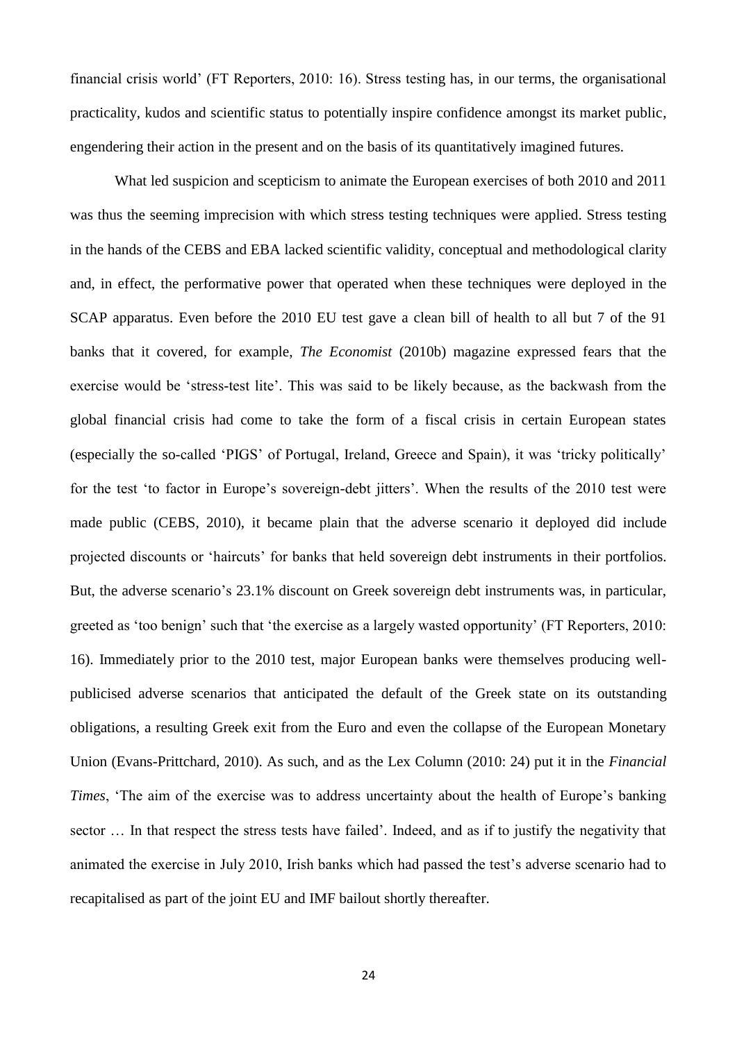financial crisis world' (FT Reporters, 2010: 16). Stress testing has, in our terms, the organisational practicality, kudos and scientific status to potentially inspire confidence amongst its market public, engendering their action in the present and on the basis of its quantitatively imagined futures.

What led suspicion and scepticism to animate the European exercises of both 2010 and 2011 was thus the seeming imprecision with which stress testing techniques were applied. Stress testing in the hands of the CEBS and EBA lacked scientific validity, conceptual and methodological clarity and, in effect, the performative power that operated when these techniques were deployed in the SCAP apparatus. Even before the 2010 EU test gave a clean bill of health to all but 7 of the 91 banks that it covered, for example, *The Economist* (2010b) magazine expressed fears that the exercise would be 'stress-test lite'. This was said to be likely because, as the backwash from the global financial crisis had come to take the form of a fiscal crisis in certain European states (especially the so-called 'PIGS' of Portugal, Ireland, Greece and Spain), it was 'tricky politically' for the test 'to factor in Europe's sovereign-debt jitters'. When the results of the 2010 test were made public (CEBS, 2010), it became plain that the adverse scenario it deployed did include projected discounts or 'haircuts' for banks that held sovereign debt instruments in their portfolios. But, the adverse scenario's 23.1% discount on Greek sovereign debt instruments was, in particular, greeted as 'too benign' such that 'the exercise as a largely wasted opportunity' (FT Reporters, 2010: 16). Immediately prior to the 2010 test, major European banks were themselves producing well-publicised adverse scenarios that anticipated the default of the Greek state on its outstanding obligations, a resulting Greek exit from the Euro and even the collapse of the European Monetary Union (Evans-Prittchard, 2010). As such, and as the Lex Column (2010: 24) put it in the *Financial Times*, 'The aim of the exercise was to address uncertainty about the health of Europe's banking sector … In that respect the stress tests have failed'. Indeed, and as if to justify the negativity that animated the exercise in July 2010, Irish banks which had passed the test's adverse scenario had to recapitalised as part of the joint EU and IMF bailout shortly thereafter.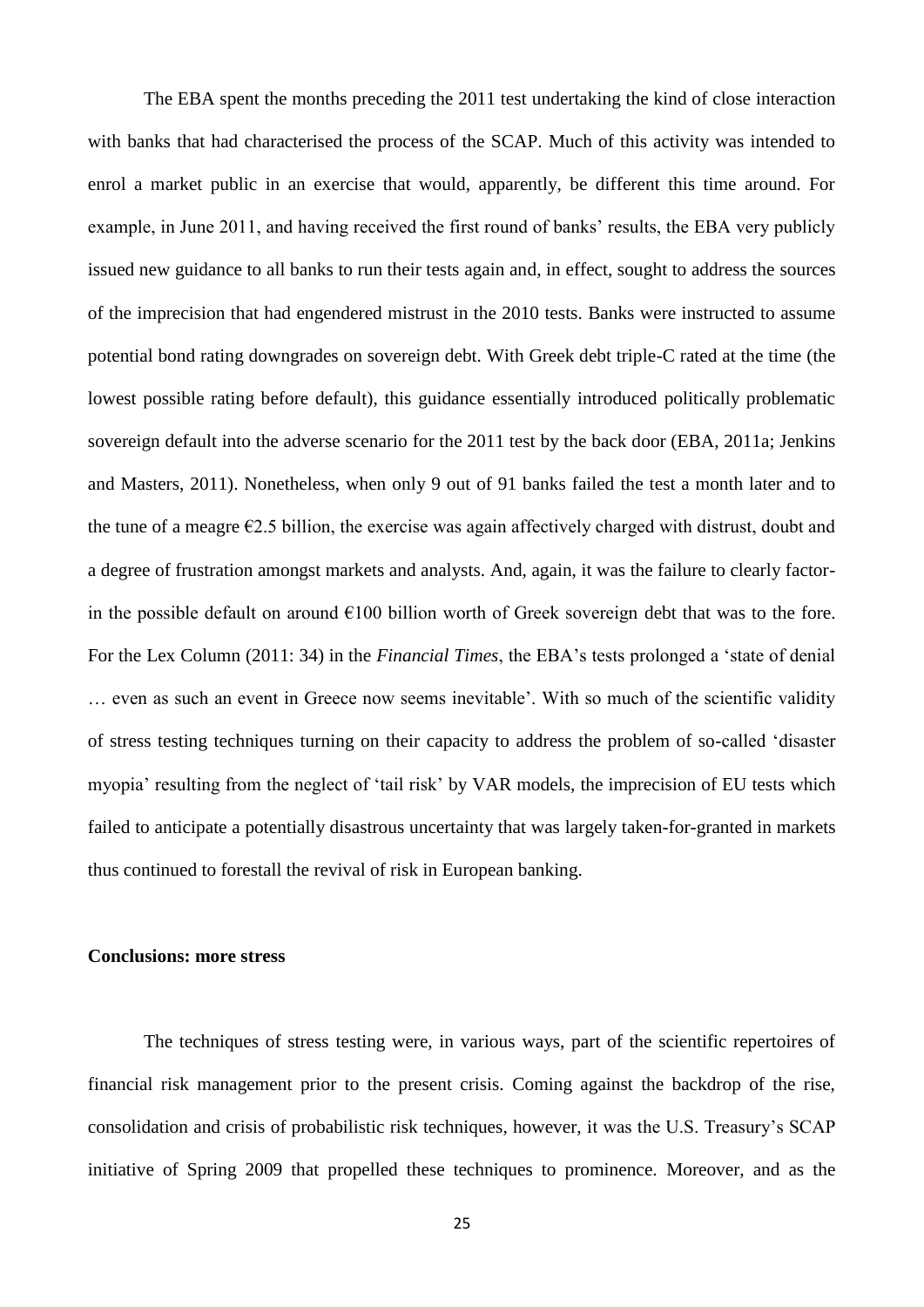The EBA spent the months preceding the 2011 test undertaking the kind of close interaction with banks that had characterised the process of the SCAP. Much of this activity was intended to enrol a market public in an exercise that would, apparently, be different this time around. For example, in June 2011, and having received the first round of banks' results, the EBA very publicly issued new guidance to all banks to run their tests again and, in effect, sought to address the sources of the imprecision that had engendered mistrust in the 2010 tests. Banks were instructed to assume potential bond rating downgrades on sovereign debt. With Greek debt triple-C rated at the time (the lowest possible rating before default), this guidance essentially introduced politically problematic sovereign default into the adverse scenario for the 2011 test by the back door (EBA, 2011a; Jenkins and Masters, 2011). Nonetheless, when only 9 out of 91 banks failed the test a month later and to the tune of a meagre €2.5 billion, the exercise was again affectively charged with distrust, doubt and a degree of frustration amongst markets and analysts. And, again, it was the failure to clearly factor-in the possible default on around €100 billion worth of Greek sovereign debt that was to the fore. For the Lex Column (2011: 34) in the *Financial Times*, the EBA's tests prolonged a 'state of denial … even as such an event in Greece now seems inevitable'. With so much of the scientific validity of stress testing techniques turning on their capacity to address the problem of so-called 'disaster myopia' resulting from the neglect of 'tail risk' by VAR models, the imprecision of EU tests which failed to anticipate a potentially disastrous uncertainty that was largely taken-for-granted in markets thus continued to forestall the revival of risk in European banking.

**Conclusions: more stress**

The techniques of stress testing were, in various ways, part of the scientific repertoires of financial risk management prior to the present crisis. Coming against the backdrop of the rise, consolidation and crisis of probabilistic risk techniques, however, it was the U.S. Treasury's SCAP initiative of Spring 2009 that propelled these techniques to prominence. Moreover, and as the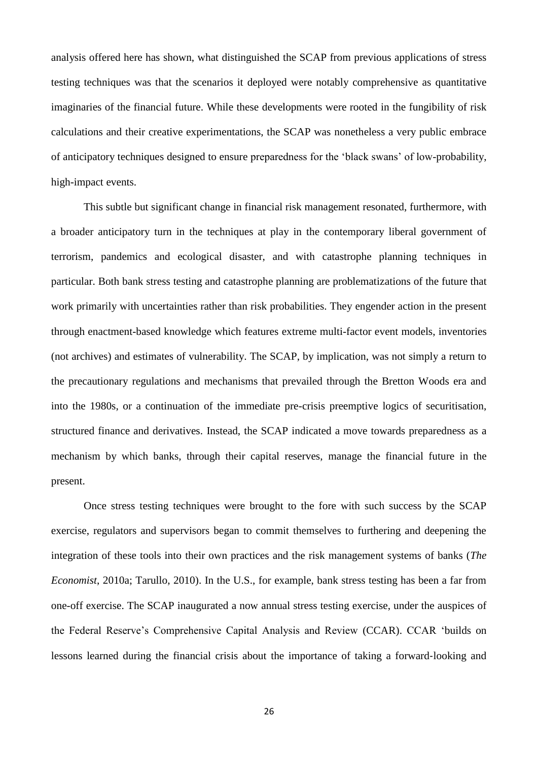analysis offered here has shown, what distinguished the SCAP from previous applications of stress testing techniques was that the scenarios it deployed were notably comprehensive as quantitative imaginaries of the financial future. While these developments were rooted in the fungibility of risk calculations and their creative experimentations, the SCAP was nonetheless a very public embrace of anticipatory techniques designed to ensure preparedness for the 'black swans' of low-probability, high-impact events.

This subtle but significant change in financial risk management resonated, furthermore, with a broader anticipatory turn in the techniques at play in the contemporary liberal government of terrorism, pandemics and ecological disaster, and with catastrophe planning techniques in particular. Both bank stress testing and catastrophe planning are problematizations of the future that work primarily with uncertainties rather than risk probabilities. They engender action in the present through enactment-based knowledge which features extreme multi-factor event models, inventories (not archives) and estimates of vulnerability. The SCAP, by implication, was not simply a return to the precautionary regulations and mechanisms that prevailed through the Bretton Woods era and into the 1980s, or a continuation of the immediate pre-crisis preemptive logics of securitisation, structured finance and derivatives. Instead, the SCAP indicated a move towards preparedness as a mechanism by which banks, through their capital reserves, manage the financial future in the present.

Once stress testing techniques were brought to the fore with such success by the SCAP exercise, regulators and supervisors began to commit themselves to furthering and deepening the integration of these tools into their own practices and the risk management systems of banks (*The Economist*, 2010a; Tarullo, 2010). In the U.S., for example, bank stress testing has been a far from one-off exercise. The SCAP inaugurated a now annual stress testing exercise, under the auspices of the Federal Reserve's Comprehensive Capital Analysis and Review (CCAR). CCAR 'builds on lessons learned during the financial crisis about the importance of taking a forward-looking and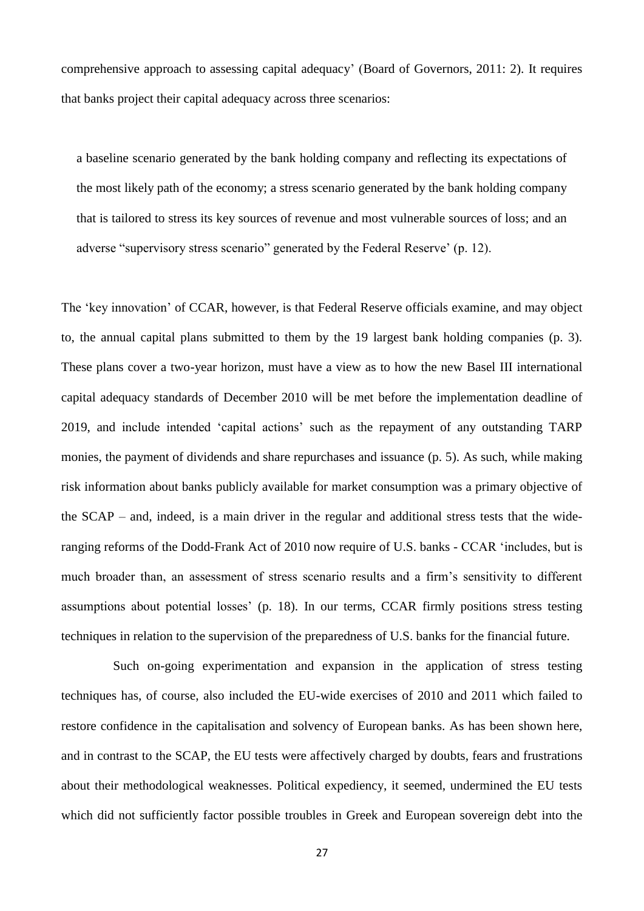comprehensive approach to assessing capital adequacy' (Board of Governors, 2011: 2). It requires that banks project their capital adequacy across three scenarios:

> a baseline scenario generated by the bank holding company and reflecting its expectations of the most likely path of the economy; a stress scenario generated by the bank holding company that is tailored to stress its key sources of revenue and most vulnerable sources of loss; and an adverse "supervisory stress scenario" generated by the Federal Reserve' (p. 12).

The 'key innovation' of CCAR, however, is that Federal Reserve officials examine, and may object to, the annual capital plans submitted to them by the 19 largest bank holding companies (p. 3). These plans cover a two-year horizon, must have a view as to how the new Basel III international capital adequacy standards of December 2010 will be met before the implementation deadline of 2019, and include intended 'capital actions' such as the repayment of any outstanding TARP monies, the payment of dividends and share repurchases and issuance (p. 5). As such, while making risk information about banks publicly available for market consumption was a primary objective of the SCAP – and, indeed, is a main driver in the regular and additional stress tests that the wide-ranging reforms of the Dodd-Frank Act of 2010 now require of U.S. banks - CCAR 'includes, but is much broader than, an assessment of stress scenario results and a firm's sensitivity to different assumptions about potential losses' (p. 18). In our terms, CCAR firmly positions stress testing techniques in relation to the supervision of the preparedness of U.S. banks for the financial future.

Such on-going experimentation and expansion in the application of stress testing techniques has, of course, also included the EU-wide exercises of 2010 and 2011 which failed to restore confidence in the capitalisation and solvency of European banks. As has been shown here, and in contrast to the SCAP, the EU tests were affectively charged by doubts, fears and frustrations about their methodological weaknesses. Political expediency, it seemed, undermined the EU tests which did not sufficiently factor possible troubles in Greek and European sovereign debt into the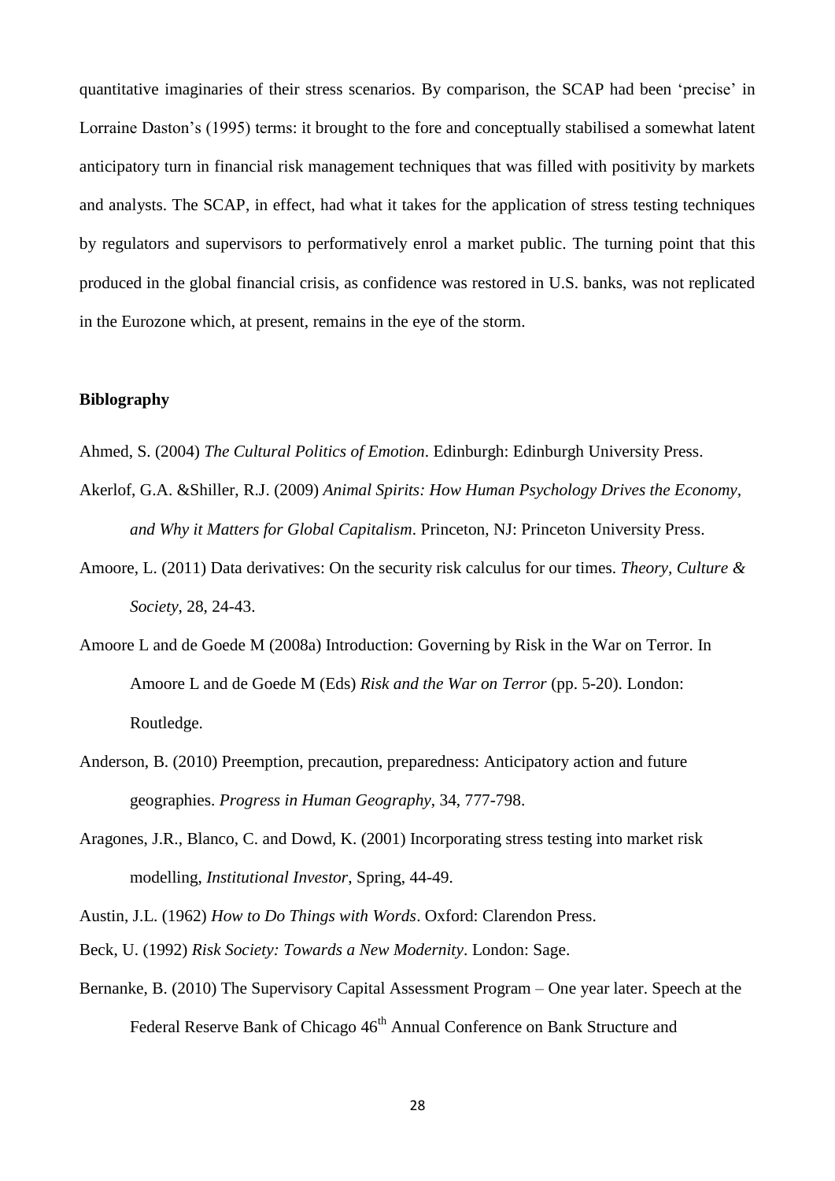quantitative imaginaries of their stress scenarios. By comparison, the SCAP had been 'precise' in Lorraine Daston's (1995) terms: it brought to the fore and conceptually stabilised a somewhat latent anticipatory turn in financial risk management techniques that was filled with positivity by markets and analysts. The SCAP, in effect, had what it takes for the application of stress testing techniques by regulators and supervisors to performatively enrol a market public. The turning point that this produced in the global financial crisis, as confidence was restored in U.S. banks, was not replicated in the Eurozone which, at present, remains in the eye of the storm.

## Biblography

Ahmed, S. (2004) *The Cultural Politics of Emotion*. Edinburgh: Edinburgh University Press.

Akerlof, G.A. &Shiller, R.J. (2009) *Animal Spirits: How Human Psychology Drives the Economy, and Why it Matters for Global Capitalism*. Princeton, NJ: Princeton University Press.

Amoore, L. (2011) Data derivatives: On the security risk calculus for our times. *Theory, Culture & Society*, 28, 24-43.

Amoore L and de Goede M (2008a) Introduction: Governing by Risk in the War on Terror. In Amoore L and de Goede M (Eds) *Risk and the War on Terror* (pp. 5-20). London: Routledge.

Anderson, B. (2010) Preemption, precaution, preparedness: Anticipatory action and future geographies. *Progress in Human Geography*, 34, 777-798.

Aragones, J.R., Blanco, C. and Dowd, K. (2001) Incorporating stress testing into market risk modelling, *Institutional Investor*, Spring, 44-49.

Austin, J.L. (1962) *How to Do Things with Words*. Oxford: Clarendon Press.

Beck, U. (1992) *Risk Society: Towards a New Modernity*. London: Sage.

Bernanke, B. (2010) The Supervisory Capital Assessment Program – One year later. Speech at the Federal Reserve Bank of Chicago 46th Annual Conference on Bank Structure and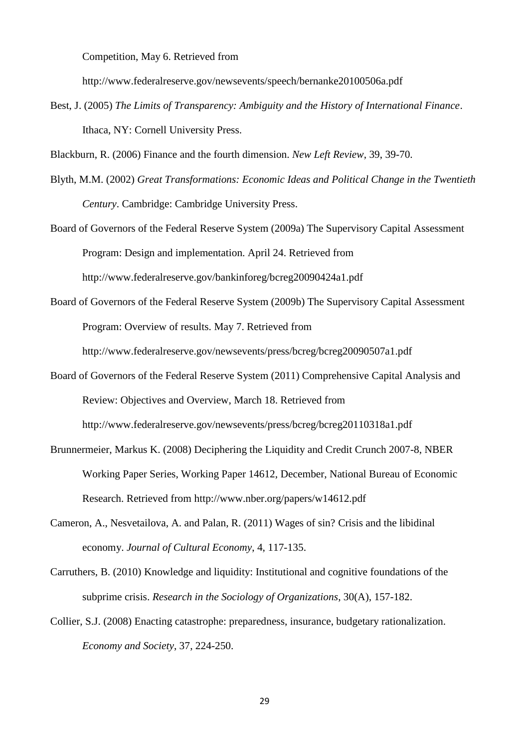Competition, May 6. Retrieved from http://www.federalreserve.gov/newsevents/speech/bernanke20100506a.pdf

Best, J. (2005) *The Limits of Transparency: Ambiguity and the History of International Finance*. Ithaca, NY: Cornell University Press.

Blackburn, R. (2006) Finance and the fourth dimension. *New Left Review*, 39, 39-70.

Blyth, M.M. (2002) *Great Transformations: Economic Ideas and Political Change in the Twentieth Century*. Cambridge: Cambridge University Press.

Board of Governors of the Federal Reserve System (2009a) The Supervisory Capital Assessment Program: Design and implementation. April 24. Retrieved from http://www.federalreserve.gov/bankinforeg/bcreg20090424a1.pdf

Board of Governors of the Federal Reserve System (2009b) The Supervisory Capital Assessment Program: Overview of results. May 7. Retrieved from http://www.federalreserve.gov/newsevents/press/bcreg/bcreg20090507a1.pdf

Board of Governors of the Federal Reserve System (2011) Comprehensive Capital Analysis and Review: Objectives and Overview, March 18. Retrieved from http://www.federalreserve.gov/newsevents/press/bcreg/bcreg20110318a1.pdf

Brunnermeier, Markus K. (2008) Deciphering the Liquidity and Credit Crunch 2007-8, NBER Working Paper Series, Working Paper 14612, December, National Bureau of Economic Research. Retrieved from http://www.nber.org/papers/w14612.pdf

Cameron, A., Nesvetailova, A. and Palan, R. (2011) Wages of sin? Crisis and the libidinal economy. *Journal of Cultural Economy*, 4, 117-135.

Carruthers, B. (2010) Knowledge and liquidity: Institutional and cognitive foundations of the subprime crisis. *Research in the Sociology of Organizations*, 30(A), 157-182.

Collier, S.J. (2008) Enacting catastrophe: preparedness, insurance, budgetary rationalization. *Economy and Society*, 37, 224-250.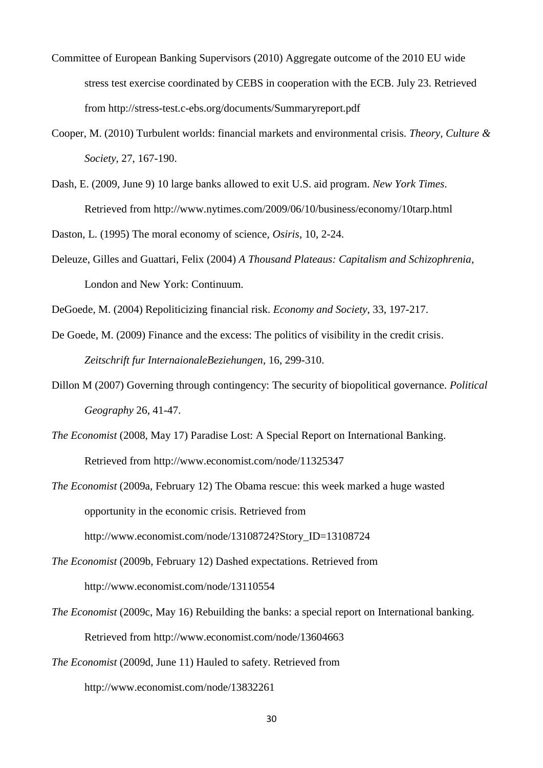Committee of European Banking Supervisors (2010) Aggregate outcome of the 2010 EU wide stress test exercise coordinated by CEBS in cooperation with the ECB. July 23. Retrieved from http://stress-test.c-ebs.org/documents/Summaryreport.pdf

Cooper, M. (2010) Turbulent worlds: financial markets and environmental crisis. *Theory, Culture & Society*, 27, 167-190.

Dash, E. (2009, June 9) 10 large banks allowed to exit U.S. aid program. *New York Times*. Retrieved from http://www.nytimes.com/2009/06/10/business/economy/10tarp.html

Daston, L. (1995) The moral economy of science, *Osiris*, 10, 2-24.

Deleuze, Gilles and Guattari, Felix (2004) *A Thousand Plateaus: Capitalism and Schizophrenia*, London and New York: Continuum.

DeGoede, M. (2004) Repoliticizing financial risk. *Economy and Society*, 33, 197-217.

De Goede, M. (2009) Finance and the excess: The politics of visibility in the credit crisis. *Zeitschrift fur InternaionaleBeziehungen*, 16, 299-310.

Dillon M (2007) Governing through contingency: The security of biopolitical governance. *Political Geography* 26, 41-47.

*The Economist* (2008, May 17) Paradise Lost: A Special Report on International Banking. Retrieved from http://www.economist.com/node/11325347

*The Economist* (2009a, February 12) The Obama rescue: this week marked a huge wasted opportunity in the economic crisis. Retrieved from http://www.economist.com/node/13108724?Story_ID=13108724

*The Economist* (2009b, February 12) Dashed expectations. Retrieved from http://www.economist.com/node/13110554

*The Economist* (2009c, May 16) Rebuilding the banks: a special report on International banking. Retrieved from http://www.economist.com/node/13604663

*The Economist* (2009d, June 11) Hauled to safety. Retrieved from http://www.economist.com/node/13832261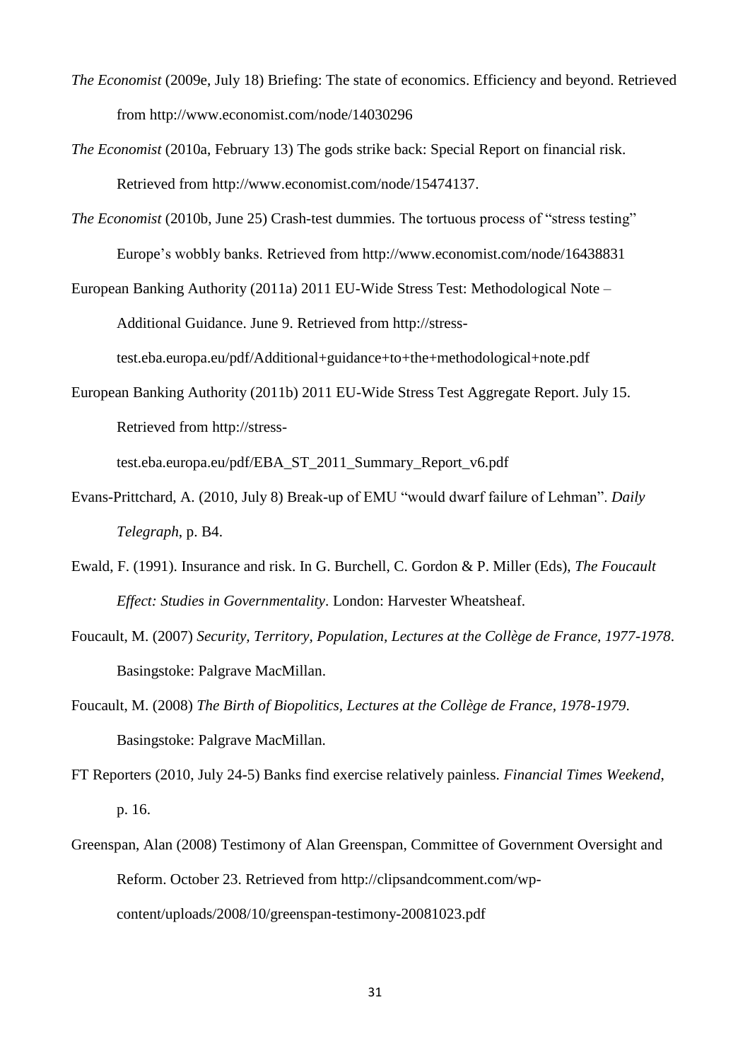*The Economist* (2009e, July 18) Briefing: The state of economics. Efficiency and beyond. Retrieved from http://www.economist.com/node/14030296

*The Economist* (2010a, February 13) The gods strike back: Special Report on financial risk. Retrieved from http://www.economist.com/node/15474137.

*The Economist* (2010b, June 25) Crash-test dummies. The tortuous process of "stress testing" Europe's wobbly banks. Retrieved from http://www.economist.com/node/16438831

European Banking Authority (2011a) 2011 EU-Wide Stress Test: Methodological Note – Additional Guidance. June 9. Retrieved from http://stress-test.eba.europa.eu/pdf/Additional+guidance+to+the+methodological+note.pdf

European Banking Authority (2011b) 2011 EU-Wide Stress Test Aggregate Report. July 15. Retrieved from http://stress-test.eba.europa.eu/pdf/EBA_ST_2011_Summary_Report_v6.pdf

Evans-Prittchard, A. (2010, July 8) Break-up of EMU "would dwarf failure of Lehman". *Daily Telegraph*, p. B4.

Ewald, F. (1991). Insurance and risk. In G. Burchell, C. Gordon & P. Miller (Eds), *The Foucault Effect: Studies in Governmentality*. London: Harvester Wheatsheaf.

Foucault, M. (2007) *Security, Territory, Population, Lectures at the Collège de France, 1977-1978*. Basingstoke: Palgrave MacMillan.

Foucault, M. (2008) *The Birth of Biopolitics, Lectures at the Collège de France, 1978-1979*. Basingstoke: Palgrave MacMillan.

FT Reporters (2010, July 24-5) Banks find exercise relatively painless. *Financial Times Weekend*, p. 16.

Greenspan, Alan (2008) Testimony of Alan Greenspan, Committee of Government Oversight and Reform. October 23. Retrieved from http://clipsandcomment.com/wp-content/uploads/2008/10/greenspan-testimony-20081023.pdf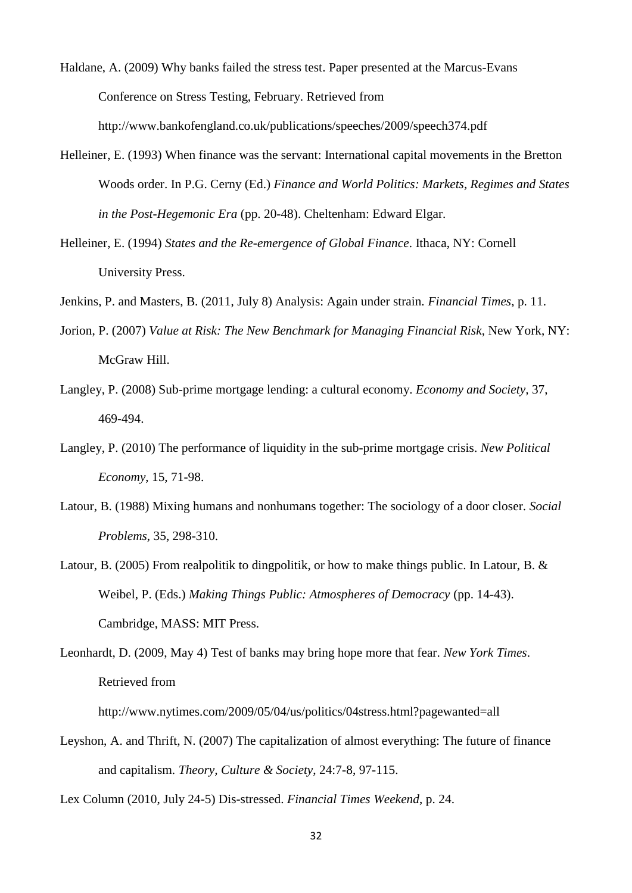Haldane, A. (2009) Why banks failed the stress test. Paper presented at the Marcus-Evans Conference on Stress Testing, February. Retrieved from http://www.bankofengland.co.uk/publications/speeches/2009/speech374.pdf

Helleiner, E. (1993) When finance was the servant: International capital movements in the Bretton Woods order. In P.G. Cerny (Ed.) *Finance and World Politics: Markets, Regimes and States in the Post-Hegemonic Era* (pp. 20-48). Cheltenham: Edward Elgar.

Helleiner, E. (1994) *States and the Re-emergence of Global Finance*. Ithaca, NY: Cornell University Press.

Jenkins, P. and Masters, B. (2011, July 8) Analysis: Again under strain. *Financial Times*, p. 11.

Jorion, P. (2007) *Value at Risk: The New Benchmark for Managing Financial Risk*, New York, NY: McGraw Hill.

Langley, P. (2008) Sub-prime mortgage lending: a cultural economy. *Economy and Society*, 37, 469-494.

Langley, P. (2010) The performance of liquidity in the sub-prime mortgage crisis. *New Political Economy*, 15, 71-98.

Latour, B. (1988) Mixing humans and nonhumans together: The sociology of a door closer. *Social Problems*, 35, 298-310.

Latour, B. (2005) From realpolitik to dingpolitik, or how to make things public. In Latour, B. & Weibel, P. (Eds.) *Making Things Public: Atmospheres of Democracy* (pp. 14-43). Cambridge, MASS: MIT Press.

Leonhardt, D. (2009, May 4) Test of banks may bring hope more that fear. *New York Times*. Retrieved from http://www.nytimes.com/2009/05/04/us/politics/04stress.html?pagewanted=all

Leyshon, A. and Thrift, N. (2007) The capitalization of almost everything: The future of finance and capitalism. *Theory, Culture & Society*, 24:7-8, 97-115.

Lex Column (2010, July 24-5) Dis-stressed. *Financial Times Weekend*, p. 24.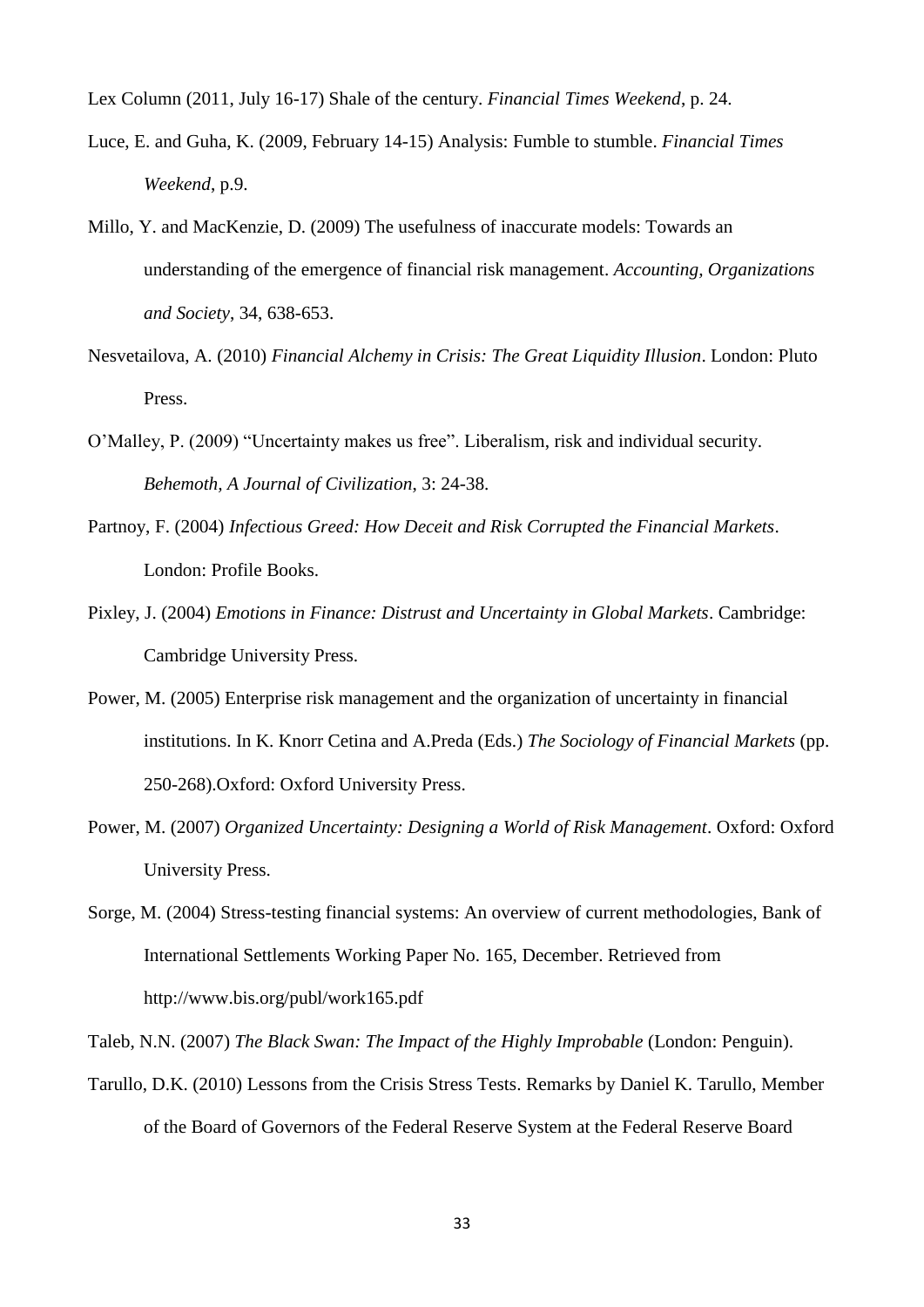Lex Column (2011, July 16-17) Shale of the century. *Financial Times Weekend*, p. 24.

Luce, E. and Guha, K. (2009, February 14-15) Analysis: Fumble to stumble. *Financial Times Weekend*, p.9.

Millo, Y. and MacKenzie, D. (2009) The usefulness of inaccurate models: Towards an understanding of the emergence of financial risk management. *Accounting, Organizations and Society*, 34, 638-653.

Nesvetailova, A. (2010) *Financial Alchemy in Crisis: The Great Liquidity Illusion*. London: Pluto Press.

O'Malley, P. (2009) "Uncertainty makes us free". Liberalism, risk and individual security. *Behemoth, A Journal of Civilization*, 3: 24-38.

Partnoy, F. (2004) *Infectious Greed: How Deceit and Risk Corrupted the Financial Markets*. London: Profile Books.

Pixley, J. (2004) *Emotions in Finance: Distrust and Uncertainty in Global Markets*. Cambridge: Cambridge University Press.

Power, M. (2005) Enterprise risk management and the organization of uncertainty in financial institutions. In K. Knorr Cetina and A.Preda (Eds.) *The Sociology of Financial Markets* (pp. 250-268).Oxford: Oxford University Press.

Power, M. (2007) *Organized Uncertainty: Designing a World of Risk Management*. Oxford: Oxford University Press.

Sorge, M. (2004) Stress-testing financial systems: An overview of current methodologies, Bank of International Settlements Working Paper No. 165, December. Retrieved from http://www.bis.org/publ/work165.pdf

Taleb, N.N. (2007) *The Black Swan: The Impact of the Highly Improbable* (London: Penguin).

Tarullo, D.K. (2010) Lessons from the Crisis Stress Tests. Remarks by Daniel K. Tarullo, Member of the Board of Governors of the Federal Reserve System at the Federal Reserve Board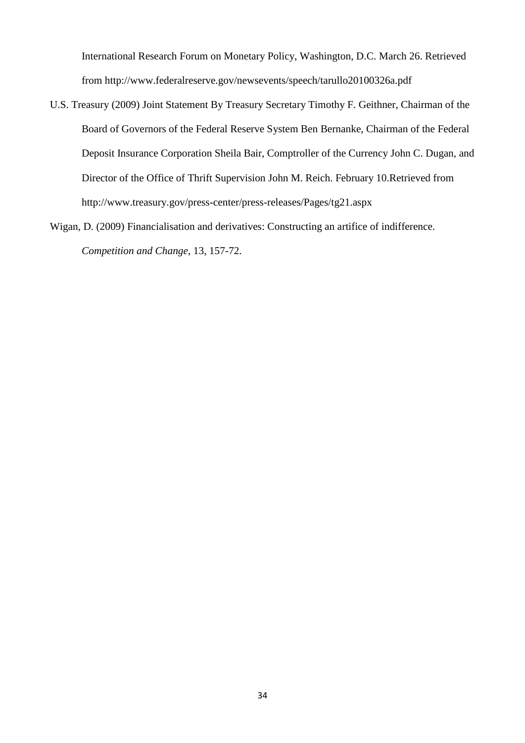International Research Forum on Monetary Policy, Washington, D.C. March 26. Retrieved from http://www.federalreserve.gov/newsevents/speech/tarullo20100326a.pdf

U.S. Treasury (2009) Joint Statement By Treasury Secretary Timothy F. Geithner, Chairman of the Board of Governors of the Federal Reserve System Ben Bernanke, Chairman of the Federal Deposit Insurance Corporation Sheila Bair, Comptroller of the Currency John C. Dugan, and Director of the Office of Thrift Supervision John M. Reich. February 10.Retrieved from http://www.treasury.gov/press-center/press-releases/Pages/tg21.aspx

Wigan, D. (2009) Financialisation and derivatives: Constructing an artifice of indifference. *Competition and Change*, 13, 157-72.